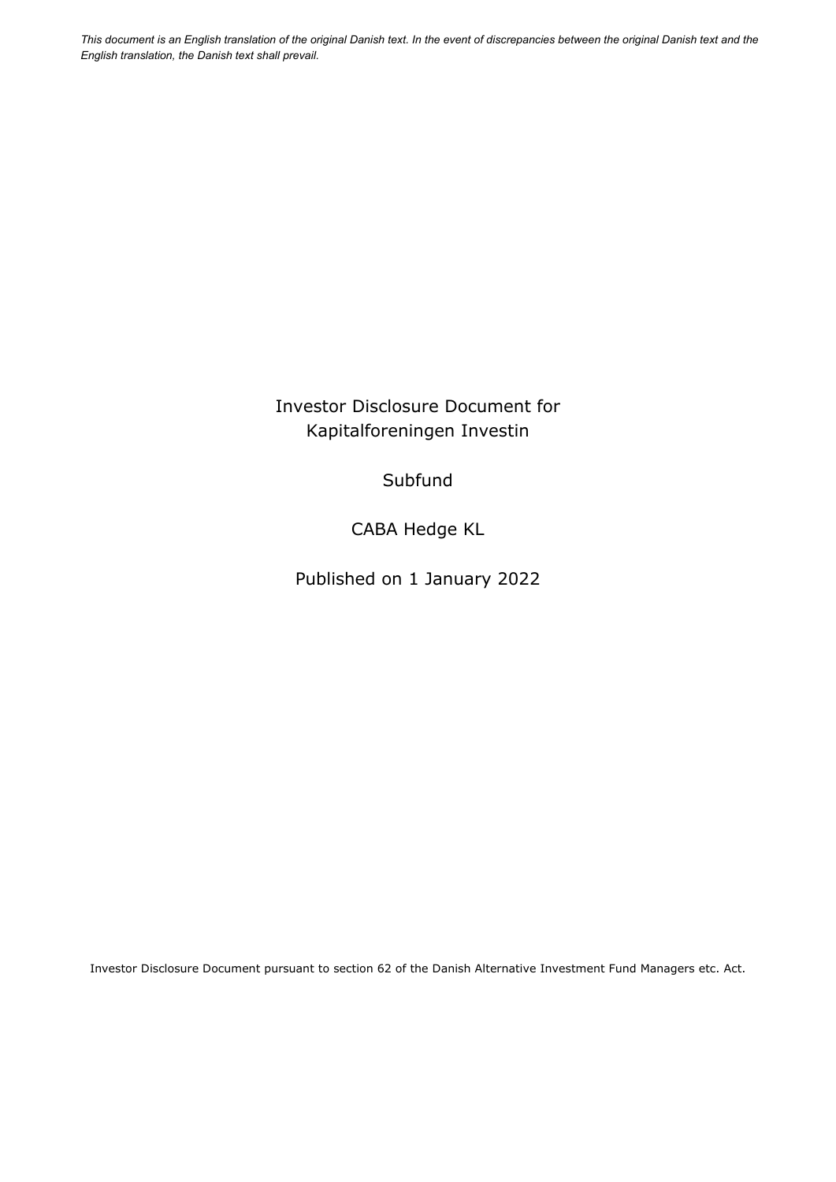*This document is an English translation of the original Danish text. In the event of discrepancies between the original Danish text and the English translation, the Danish text shall prevail.*

# Investor Disclosure Document for Kapitalforeningen Investin

## Subfund

## CABA Hedge KL

Published on 1 January 2022

Investor Disclosure Document pursuant to section 62 of the Danish Alternative Investment Fund Managers etc. Act.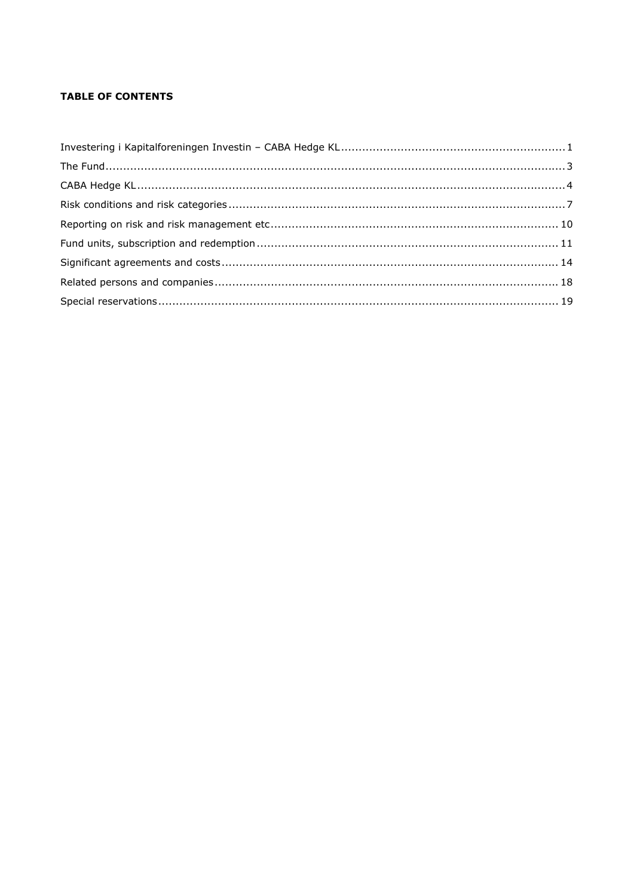**TABLE OF CONTENTS**

Investering i Kapitalforeningen Investin – CABA Hedge KL ................................................................ 1
The Fund ................................................................................................................................ 3
CABA Hedge KL ...................................................................................................................... 4
Risk conditions and risk categories ........................................................................................... 7
Reporting on risk and risk management etc ............................................................................. 10
Fund units, subscription and redemption .................................................................................. 11
Significant agreements and costs ............................................................................................ 14
Related persons and companies .............................................................................................. 18
Special reservations ................................................................................................................ 19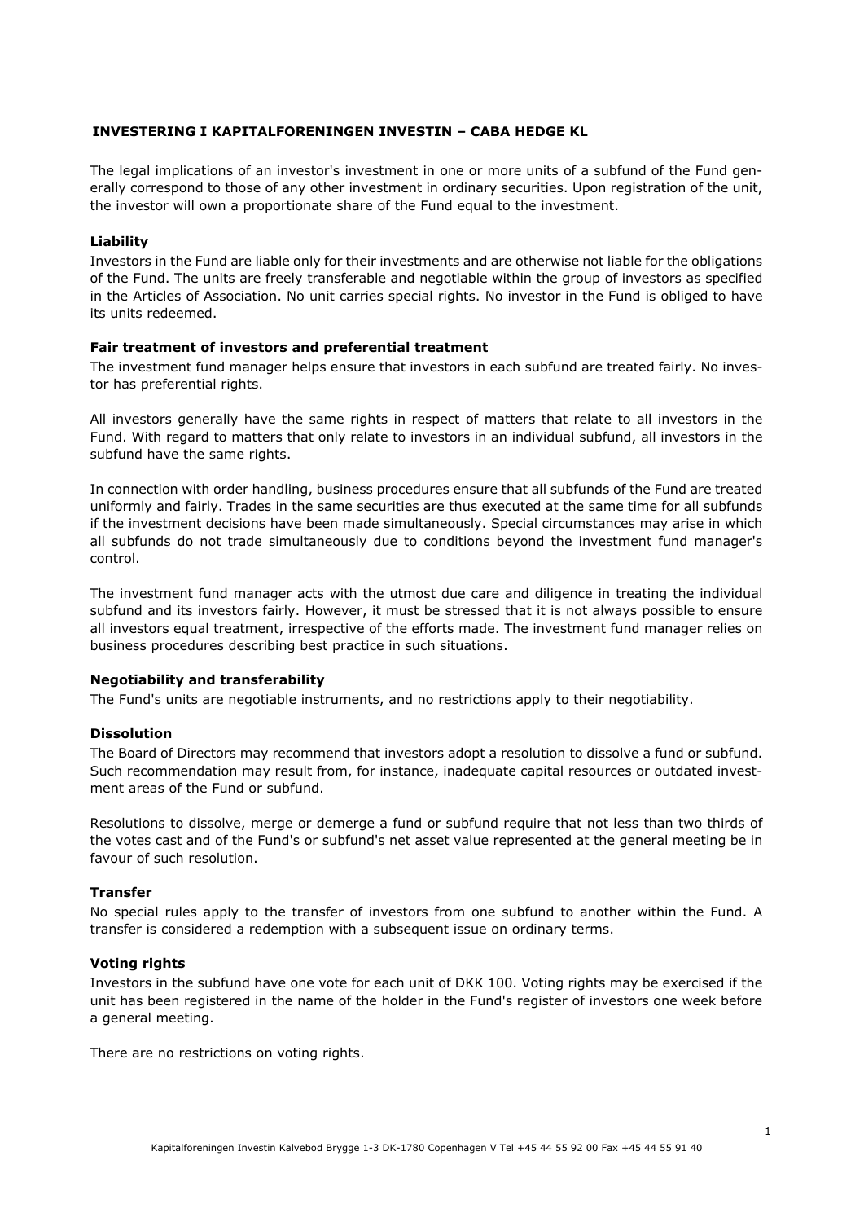## INVESTERING I KAPITALFORENINGEN INVESTIN – CABA HEDGE KL

The legal implications of an investor's investment in one or more units of a subfund of the Fund generally correspond to those of any other investment in ordinary securities. Upon registration of the unit, the investor will own a proportionate share of the Fund equal to the investment.

### Liability

Investors in the Fund are liable only for their investments and are otherwise not liable for the obligations of the Fund. The units are freely transferable and negotiable within the group of investors as specified in the Articles of Association. No unit carries special rights. No investor in the Fund is obliged to have its units redeemed.

### Fair treatment of investors and preferential treatment

The investment fund manager helps ensure that investors in each subfund are treated fairly. No investor has preferential rights.

All investors generally have the same rights in respect of matters that relate to all investors in the Fund. With regard to matters that only relate to investors in an individual subfund, all investors in the subfund have the same rights.

In connection with order handling, business procedures ensure that all subfunds of the Fund are treated uniformly and fairly. Trades in the same securities are thus executed at the same time for all subfunds if the investment decisions have been made simultaneously. Special circumstances may arise in which all subfunds do not trade simultaneously due to conditions beyond the investment fund manager's control.

The investment fund manager acts with the utmost due care and diligence in treating the individual subfund and its investors fairly. However, it must be stressed that it is not always possible to ensure all investors equal treatment, irrespective of the efforts made. The investment fund manager relies on business procedures describing best practice in such situations.

### Negotiability and transferability

The Fund's units are negotiable instruments, and no restrictions apply to their negotiability.

### Dissolution

The Board of Directors may recommend that investors adopt a resolution to dissolve a fund or subfund. Such recommendation may result from, for instance, inadequate capital resources or outdated investment areas of the Fund or subfund.

Resolutions to dissolve, merge or demerge a fund or subfund require that not less than two thirds of the votes cast and of the Fund's or subfund's net asset value represented at the general meeting be in favour of such resolution.

### Transfer

No special rules apply to the transfer of investors from one subfund to another within the Fund. A transfer is considered a redemption with a subsequent issue on ordinary terms.

### Voting rights

Investors in the subfund have one vote for each unit of DKK 100. Voting rights may be exercised if the unit has been registered in the name of the holder in the Fund's register of investors one week before a general meeting.

There are no restrictions on voting rights.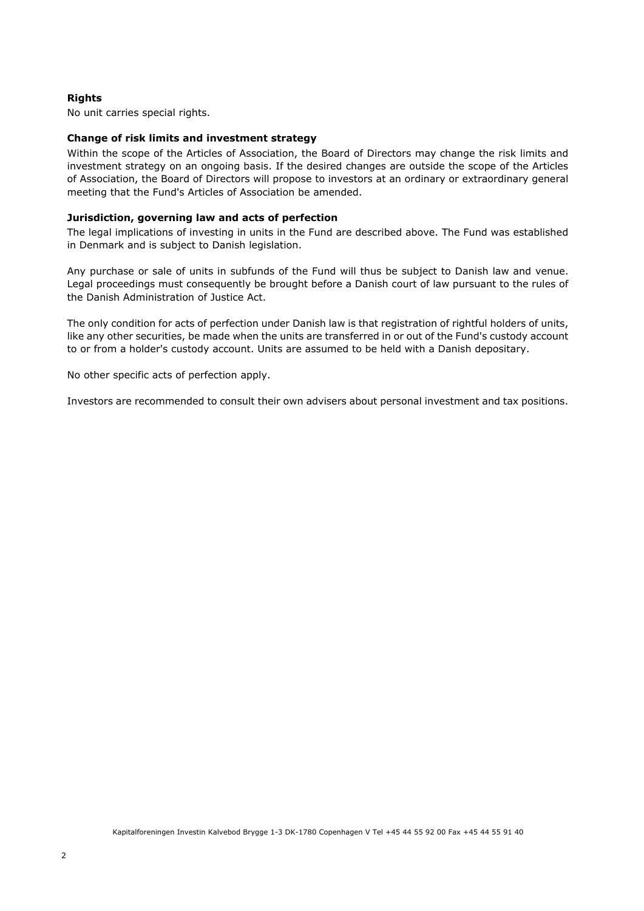**Rights**

No unit carries special rights.

**Change of risk limits and investment strategy**

Within the scope of the Articles of Association, the Board of Directors may change the risk limits and investment strategy on an ongoing basis. If the desired changes are outside the scope of the Articles of Association, the Board of Directors will propose to investors at an ordinary or extraordinary general meeting that the Fund's Articles of Association be amended.

**Jurisdiction, governing law and acts of perfection**

The legal implications of investing in units in the Fund are described above. The Fund was established in Denmark and is subject to Danish legislation.

Any purchase or sale of units in subfunds of the Fund will thus be subject to Danish law and venue. Legal proceedings must consequently be brought before a Danish court of law pursuant to the rules of the Danish Administration of Justice Act.

The only condition for acts of perfection under Danish law is that registration of rightful holders of units, like any other securities, be made when the units are transferred in or out of the Fund's custody account to or from a holder's custody account. Units are assumed to be held with a Danish depositary.

No other specific acts of perfection apply.

Investors are recommended to consult their own advisers about personal investment and tax positions.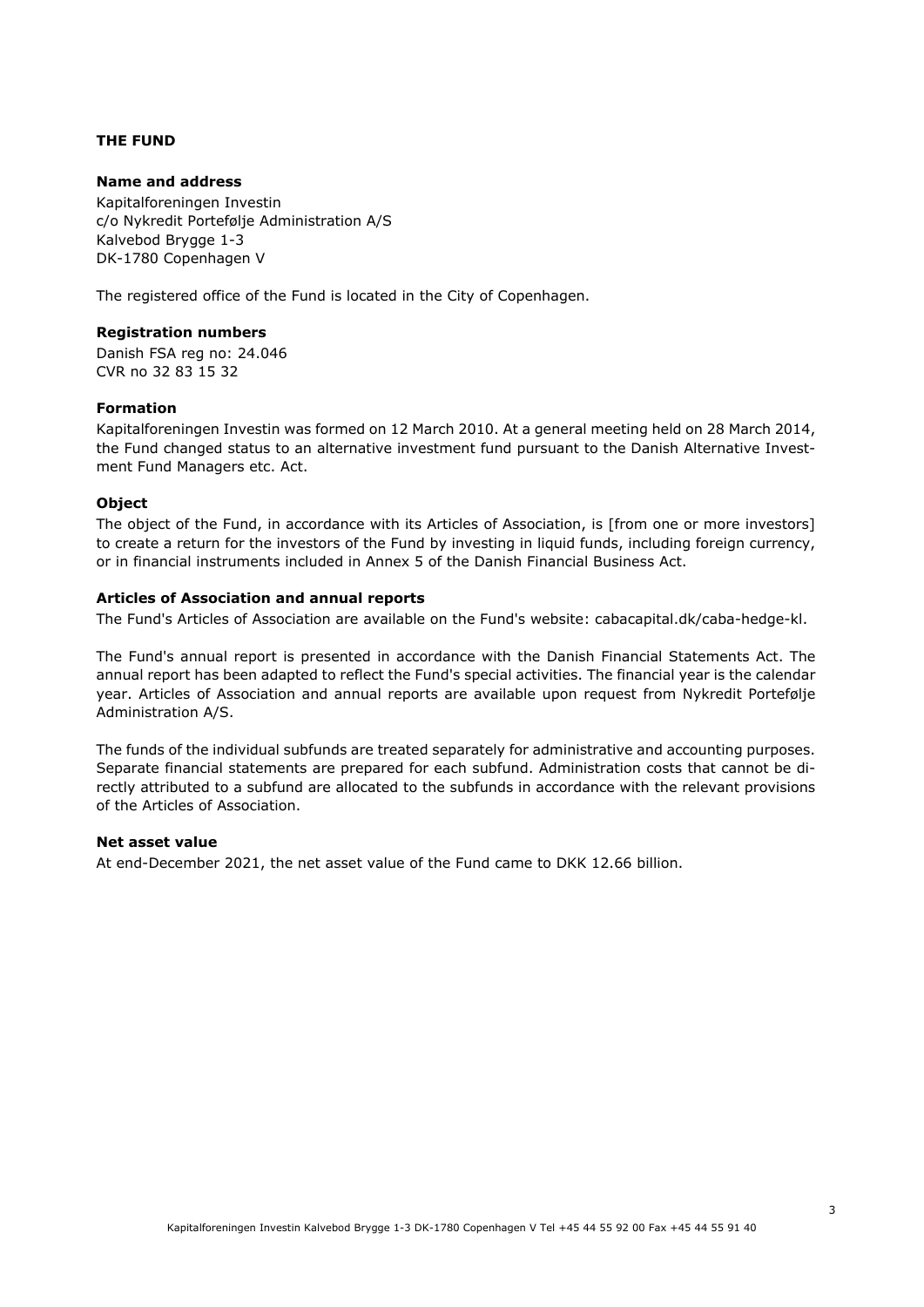# THE FUND

### Name and address

Kapitalforeningen Investin
c/o Nykredit Portefølje Administration A/S
Kalvebod Brygge 1-3
DK-1780 Copenhagen V

The registered office of the Fund is located in the City of Copenhagen.

### Registration numbers

Danish FSA reg no: 24.046
CVR no 32 83 15 32

### Formation

Kapitalforeningen Investin was formed on 12 March 2010. At a general meeting held on 28 March 2014, the Fund changed status to an alternative investment fund pursuant to the Danish Alternative Investment Fund Managers etc. Act.

### Object

The object of the Fund, in accordance with its Articles of Association, is [from one or more investors] to create a return for the investors of the Fund by investing in liquid funds, including foreign currency, or in financial instruments included in Annex 5 of the Danish Financial Business Act.

### Articles of Association and annual reports

The Fund's Articles of Association are available on the Fund's website: cabacapital.dk/caba-hedge-kl.

The Fund's annual report is presented in accordance with the Danish Financial Statements Act. The annual report has been adapted to reflect the Fund's special activities. The financial year is the calendar year. Articles of Association and annual reports are available upon request from Nykredit Portefølje Administration A/S.

The funds of the individual subfunds are treated separately for administrative and accounting purposes. Separate financial statements are prepared for each subfund. Administration costs that cannot be directly attributed to a subfund are allocated to the subfunds in accordance with the relevant provisions of the Articles of Association.

### Net asset value

At end-December 2021, the net asset value of the Fund came to DKK 12.66 billion.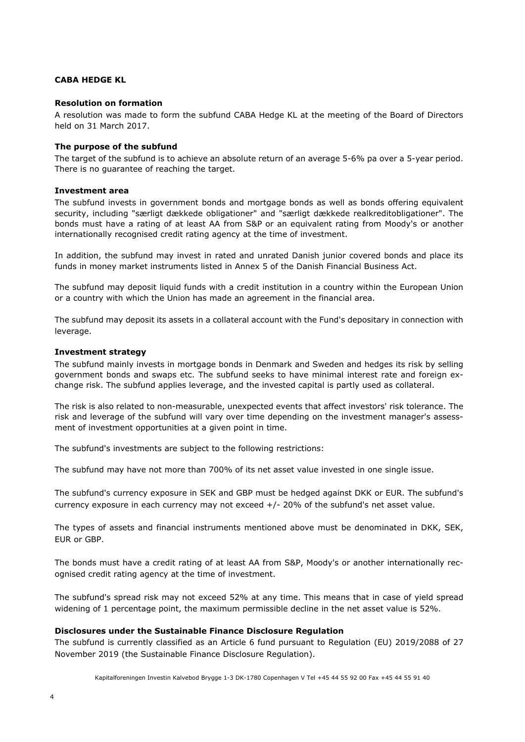## CABA HEDGE KL

### Resolution on formation

A resolution was made to form the subfund CABA Hedge KL at the meeting of the Board of Directors held on 31 March 2017.

### The purpose of the subfund

The target of the subfund is to achieve an absolute return of an average 5-6% pa over a 5-year period. There is no guarantee of reaching the target.

### Investment area

The subfund invests in government bonds and mortgage bonds as well as bonds offering equivalent security, including "særligt dækkede obligationer" and "særligt dækkede realkreditobligationer". The bonds must have a rating of at least AA from S&P or an equivalent rating from Moody's or another internationally recognised credit rating agency at the time of investment.

In addition, the subfund may invest in rated and unrated Danish junior covered bonds and place its funds in money market instruments listed in Annex 5 of the Danish Financial Business Act.

The subfund may deposit liquid funds with a credit institution in a country within the European Union or a country with which the Union has made an agreement in the financial area.

The subfund may deposit its assets in a collateral account with the Fund's depositary in connection with leverage.

### Investment strategy

The subfund mainly invests in mortgage bonds in Denmark and Sweden and hedges its risk by selling government bonds and swaps etc. The subfund seeks to have minimal interest rate and foreign exchange risk. The subfund applies leverage, and the invested capital is partly used as collateral.

The risk is also related to non-measurable, unexpected events that affect investors' risk tolerance. The risk and leverage of the subfund will vary over time depending on the investment manager's assessment of investment opportunities at a given point in time.

The subfund's investments are subject to the following restrictions:

The subfund may have not more than 700% of its net asset value invested in one single issue.

The subfund's currency exposure in SEK and GBP must be hedged against DKK or EUR. The subfund's currency exposure in each currency may not exceed +/- 20% of the subfund's net asset value.

The types of assets and financial instruments mentioned above must be denominated in DKK, SEK, EUR or GBP.

The bonds must have a credit rating of at least AA from S&P, Moody's or another internationally recognised credit rating agency at the time of investment.

The subfund's spread risk may not exceed 52% at any time. This means that in case of yield spread widening of 1 percentage point, the maximum permissible decline in the net asset value is 52%.

### Disclosures under the Sustainable Finance Disclosure Regulation

The subfund is currently classified as an Article 6 fund pursuant to Regulation (EU) 2019/2088 of 27 November 2019 (the Sustainable Finance Disclosure Regulation).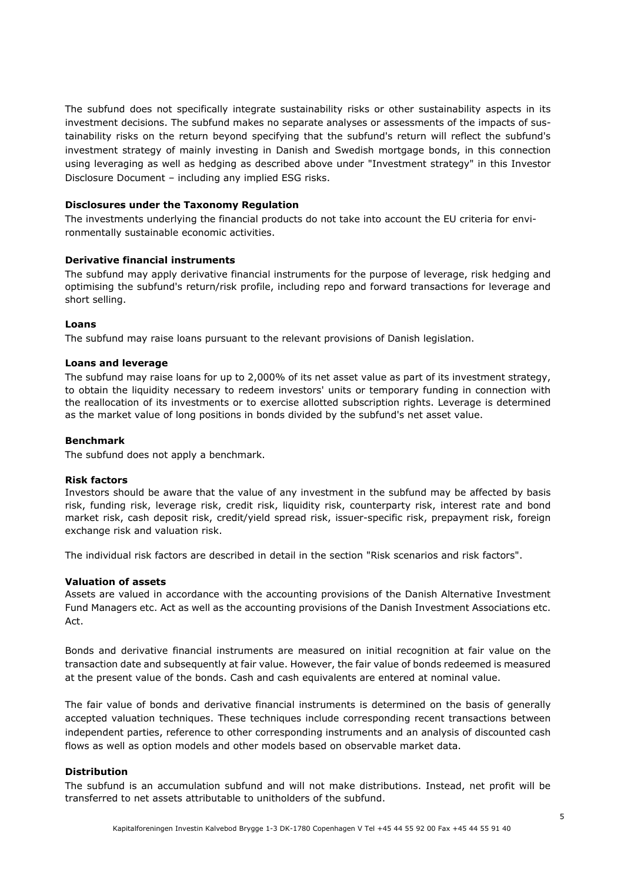The subfund does not specifically integrate sustainability risks or other sustainability aspects in its investment decisions. The subfund makes no separate analyses or assessments of the impacts of sustainability risks on the return beyond specifying that the subfund's return will reflect the subfund's investment strategy of mainly investing in Danish and Swedish mortgage bonds, in this connection using leveraging as well as hedging as described above under "Investment strategy" in this Investor Disclosure Document – including any implied ESG risks.

**Disclosures under the Taxonomy Regulation**

The investments underlying the financial products do not take into account the EU criteria for environmentally sustainable economic activities.

**Derivative financial instruments**

The subfund may apply derivative financial instruments for the purpose of leverage, risk hedging and optimising the subfund's return/risk profile, including repo and forward transactions for leverage and short selling.

**Loans**

The subfund may raise loans pursuant to the relevant provisions of Danish legislation.

**Loans and leverage**

The subfund may raise loans for up to 2,000% of its net asset value as part of its investment strategy, to obtain the liquidity necessary to redeem investors' units or temporary funding in connection with the reallocation of its investments or to exercise allotted subscription rights. Leverage is determined as the market value of long positions in bonds divided by the subfund's net asset value.

**Benchmark**

The subfund does not apply a benchmark.

**Risk factors**

Investors should be aware that the value of any investment in the subfund may be affected by basis risk, funding risk, leverage risk, credit risk, liquidity risk, counterparty risk, interest rate and bond market risk, cash deposit risk, credit/yield spread risk, issuer-specific risk, prepayment risk, foreign exchange risk and valuation risk.

The individual risk factors are described in detail in the section "Risk scenarios and risk factors".

**Valuation of assets**

Assets are valued in accordance with the accounting provisions of the Danish Alternative Investment Fund Managers etc. Act as well as the accounting provisions of the Danish Investment Associations etc. Act.

Bonds and derivative financial instruments are measured on initial recognition at fair value on the transaction date and subsequently at fair value. However, the fair value of bonds redeemed is measured at the present value of the bonds. Cash and cash equivalents are entered at nominal value.

The fair value of bonds and derivative financial instruments is determined on the basis of generally accepted valuation techniques. These techniques include corresponding recent transactions between independent parties, reference to other corresponding instruments and an analysis of discounted cash flows as well as option models and other models based on observable market data.

**Distribution**

The subfund is an accumulation subfund and will not make distributions. Instead, net profit will be transferred to net assets attributable to unitholders of the subfund.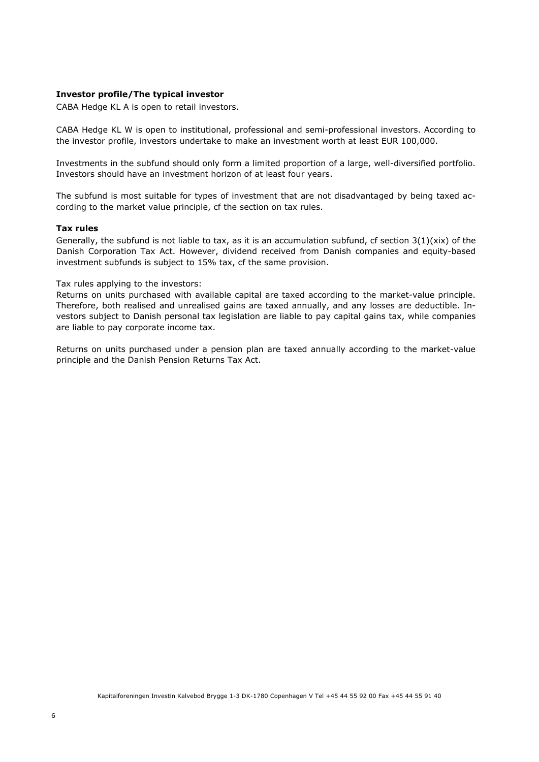**Investor profile/The typical investor**

CABA Hedge KL A is open to retail investors.

CABA Hedge KL W is open to institutional, professional and semi-professional investors. According to the investor profile, investors undertake to make an investment worth at least EUR 100,000.

Investments in the subfund should only form a limited proportion of a large, well-diversified portfolio. Investors should have an investment horizon of at least four years.

The subfund is most suitable for types of investment that are not disadvantaged by being taxed according to the market value principle, cf the section on tax rules.

**Tax rules**

Generally, the subfund is not liable to tax, as it is an accumulation subfund, cf section 3(1)(xix) of the Danish Corporation Tax Act. However, dividend received from Danish companies and equity-based investment subfunds is subject to 15% tax, cf the same provision.

Tax rules applying to the investors:

Returns on units purchased with available capital are taxed according to the market-value principle. Therefore, both realised and unrealised gains are taxed annually, and any losses are deductible. Investors subject to Danish personal tax legislation are liable to pay capital gains tax, while companies are liable to pay corporate income tax.

Returns on units purchased under a pension plan are taxed annually according to the market-value principle and the Danish Pension Returns Tax Act.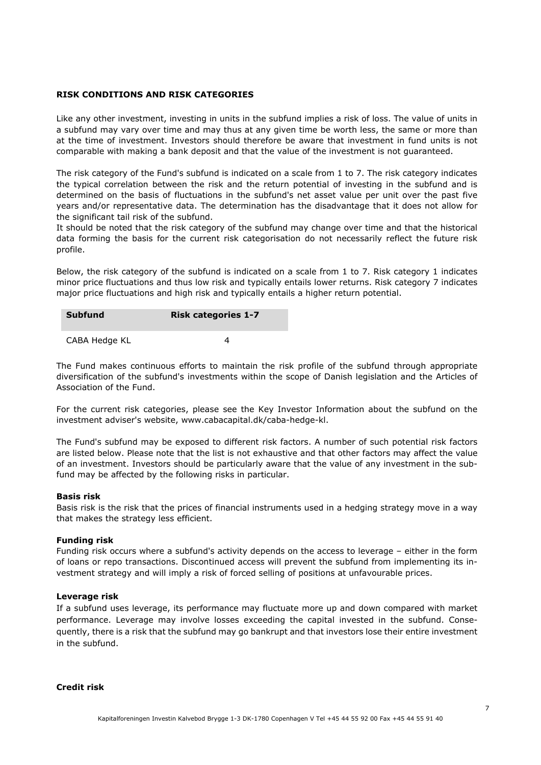**RISK CONDITIONS AND RISK CATEGORIES**

Like any other investment, investing in units in the subfund implies a risk of loss. The value of units in a subfund may vary over time and may thus at any given time be worth less, the same or more than at the time of investment. Investors should therefore be aware that investment in fund units is not comparable with making a bank deposit and that the value of the investment is not guaranteed.

The risk category of the Fund's subfund is indicated on a scale from 1 to 7. The risk category indicates the typical correlation between the risk and the return potential of investing in the subfund and is determined on the basis of fluctuations in the subfund's net asset value per unit over the past five years and/or representative data. The determination has the disadvantage that it does not allow for the significant tail risk of the subfund.
It should be noted that the risk category of the subfund may change over time and that the historical data forming the basis for the current risk categorisation do not necessarily reflect the future risk profile.

Below, the risk category of the subfund is indicated on a scale from 1 to 7. Risk category 1 indicates minor price fluctuations and thus low risk and typically entails lower returns. Risk category 7 indicates major price fluctuations and high risk and typically entails a higher return potential.

| Subfund | Risk categories 1-7 |
|---|---|
| CABA Hedge KL | 4 |

The Fund makes continuous efforts to maintain the risk profile of the subfund through appropriate diversification of the subfund's investments within the scope of Danish legislation and the Articles of Association of the Fund.

For the current risk categories, please see the Key Investor Information about the subfund on the investment adviser's website, www.cabacapital.dk/caba-hedge-kl.

The Fund's subfund may be exposed to different risk factors. A number of such potential risk factors are listed below. Please note that the list is not exhaustive and that other factors may affect the value of an investment. Investors should be particularly aware that the value of any investment in the subfund may be affected by the following risks in particular.

**Basis risk**
Basis risk is the risk that the prices of financial instruments used in a hedging strategy move in a way that makes the strategy less efficient.

**Funding risk**
Funding risk occurs where a subfund's activity depends on the access to leverage – either in the form of loans or repo transactions. Discontinued access will prevent the subfund from implementing its investment strategy and will imply a risk of forced selling of positions at unfavourable prices.

**Leverage risk**
If a subfund uses leverage, its performance may fluctuate more up and down compared with market performance. Leverage may involve losses exceeding the capital invested in the subfund. Consequently, there is a risk that the subfund may go bankrupt and that investors lose their entire investment in the subfund.

**Credit risk**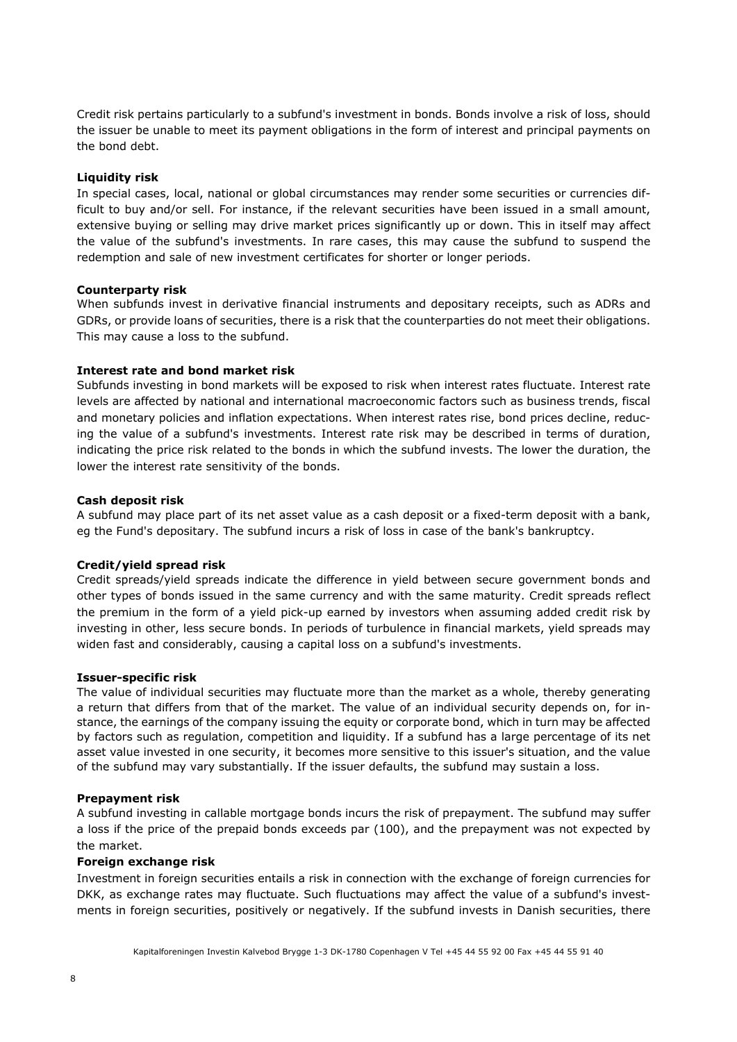Credit risk pertains particularly to a subfund's investment in bonds. Bonds involve a risk of loss, should the issuer be unable to meet its payment obligations in the form of interest and principal payments on the bond debt.

**Liquidity risk**

In special cases, local, national or global circumstances may render some securities or currencies difficult to buy and/or sell. For instance, if the relevant securities have been issued in a small amount, extensive buying or selling may drive market prices significantly up or down. This in itself may affect the value of the subfund's investments. In rare cases, this may cause the subfund to suspend the redemption and sale of new investment certificates for shorter or longer periods.

**Counterparty risk**

When subfunds invest in derivative financial instruments and depositary receipts, such as ADRs and GDRs, or provide loans of securities, there is a risk that the counterparties do not meet their obligations. This may cause a loss to the subfund.

**Interest rate and bond market risk**

Subfunds investing in bond markets will be exposed to risk when interest rates fluctuate. Interest rate levels are affected by national and international macroeconomic factors such as business trends, fiscal and monetary policies and inflation expectations. When interest rates rise, bond prices decline, reducing the value of a subfund's investments. Interest rate risk may be described in terms of duration, indicating the price risk related to the bonds in which the subfund invests. The lower the duration, the lower the interest rate sensitivity of the bonds.

**Cash deposit risk**

A subfund may place part of its net asset value as a cash deposit or a fixed-term deposit with a bank, eg the Fund's depositary. The subfund incurs a risk of loss in case of the bank's bankruptcy.

**Credit/yield spread risk**

Credit spreads/yield spreads indicate the difference in yield between secure government bonds and other types of bonds issued in the same currency and with the same maturity. Credit spreads reflect the premium in the form of a yield pick-up earned by investors when assuming added credit risk by investing in other, less secure bonds. In periods of turbulence in financial markets, yield spreads may widen fast and considerably, causing a capital loss on a subfund's investments.

**Issuer-specific risk**

The value of individual securities may fluctuate more than the market as a whole, thereby generating a return that differs from that of the market. The value of an individual security depends on, for instance, the earnings of the company issuing the equity or corporate bond, which in turn may be affected by factors such as regulation, competition and liquidity. If a subfund has a large percentage of its net asset value invested in one security, it becomes more sensitive to this issuer's situation, and the value of the subfund may vary substantially. If the issuer defaults, the subfund may sustain a loss.

**Prepayment risk**

A subfund investing in callable mortgage bonds incurs the risk of prepayment. The subfund may suffer a loss if the price of the prepaid bonds exceeds par (100), and the prepayment was not expected by the market.

**Foreign exchange risk**

Investment in foreign securities entails a risk in connection with the exchange of foreign currencies for DKK, as exchange rates may fluctuate. Such fluctuations may affect the value of a subfund's investments in foreign securities, positively or negatively. If the subfund invests in Danish securities, there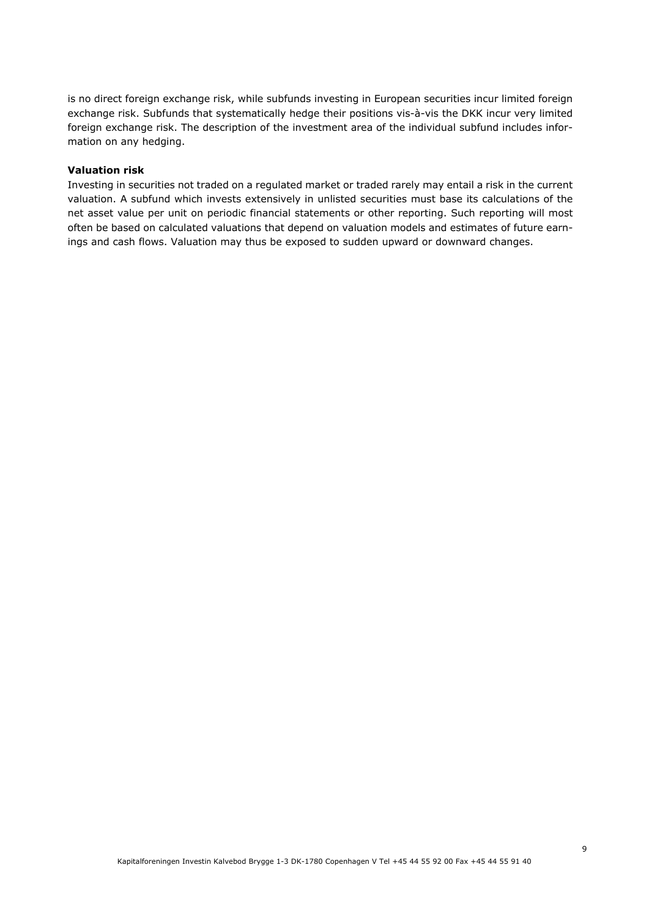is no direct foreign exchange risk, while subfunds investing in European securities incur limited foreign exchange risk. Subfunds that systematically hedge their positions vis-à-vis the DKK incur very limited foreign exchange risk. The description of the investment area of the individual subfund includes information on any hedging.

**Valuation risk**

Investing in securities not traded on a regulated market or traded rarely may entail a risk in the current valuation. A subfund which invests extensively in unlisted securities must base its calculations of the net asset value per unit on periodic financial statements or other reporting. Such reporting will most often be based on calculated valuations that depend on valuation models and estimates of future earnings and cash flows. Valuation may thus be exposed to sudden upward or downward changes.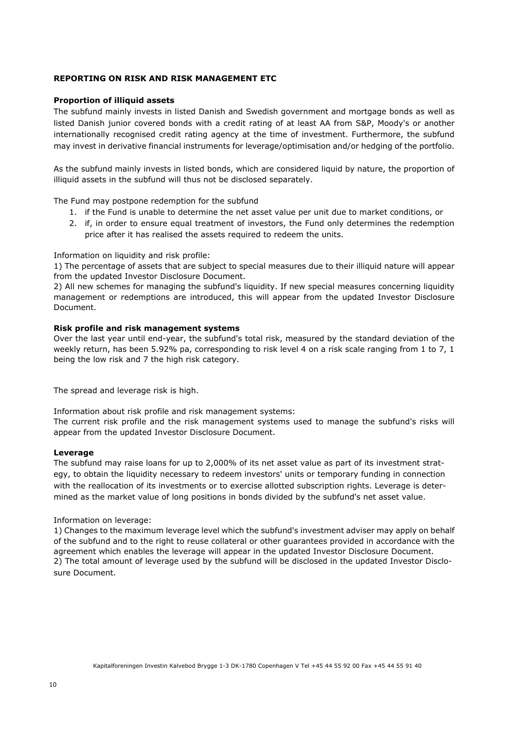## REPORTING ON RISK AND RISK MANAGEMENT ETC

### Proportion of illiquid assets

The subfund mainly invests in listed Danish and Swedish government and mortgage bonds as well as listed Danish junior covered bonds with a credit rating of at least AA from S&P, Moody's or another internationally recognised credit rating agency at the time of investment. Furthermore, the subfund may invest in derivative financial instruments for leverage/optimisation and/or hedging of the portfolio.

As the subfund mainly invests in listed bonds, which are considered liquid by nature, the proportion of illiquid assets in the subfund will thus not be disclosed separately.

The Fund may postpone redemption for the subfund

1. if the Fund is unable to determine the net asset value per unit due to market conditions, or
2. if, in order to ensure equal treatment of investors, the Fund only determines the redemption price after it has realised the assets required to redeem the units.

Information on liquidity and risk profile:

1) The percentage of assets that are subject to special measures due to their illiquid nature will appear from the updated Investor Disclosure Document.

2) All new schemes for managing the subfund's liquidity. If new special measures concerning liquidity management or redemptions are introduced, this will appear from the updated Investor Disclosure Document.

### Risk profile and risk management systems

Over the last year until end-year, the subfund's total risk, measured by the standard deviation of the weekly return, has been 5.92% pa, corresponding to risk level 4 on a risk scale ranging from 1 to 7, 1 being the low risk and 7 the high risk category.

The spread and leverage risk is high.

Information about risk profile and risk management systems:

The current risk profile and the risk management systems used to manage the subfund's risks will appear from the updated Investor Disclosure Document.

### Leverage

The subfund may raise loans for up to 2,000% of its net asset value as part of its investment strategy, to obtain the liquidity necessary to redeem investors' units or temporary funding in connection with the reallocation of its investments or to exercise allotted subscription rights. Leverage is determined as the market value of long positions in bonds divided by the subfund's net asset value.

Information on leverage:

1) Changes to the maximum leverage level which the subfund's investment adviser may apply on behalf of the subfund and to the right to reuse collateral or other guarantees provided in accordance with the agreement which enables the leverage will appear in the updated Investor Disclosure Document.

2) The total amount of leverage used by the subfund will be disclosed in the updated Investor Disclosure Document.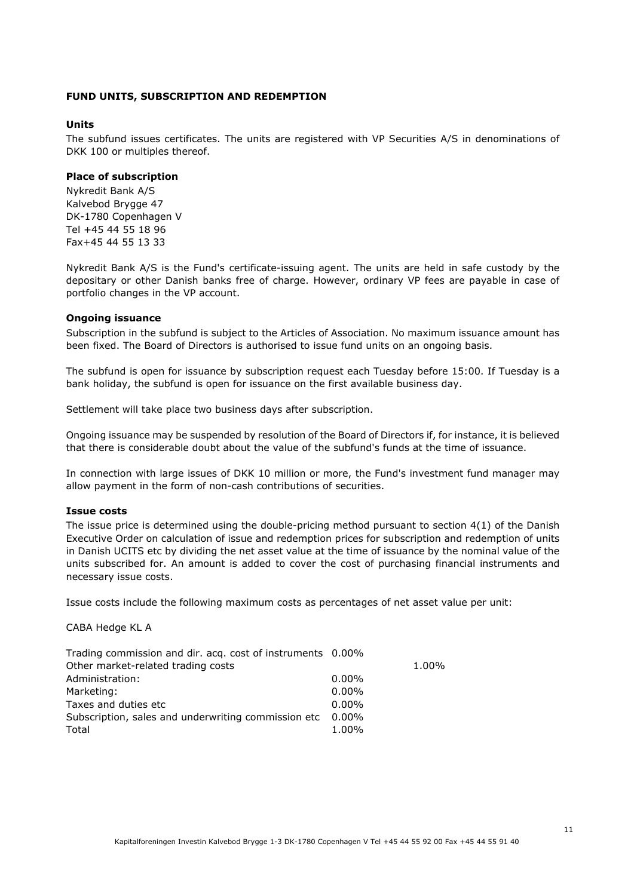## FUND UNITS, SUBSCRIPTION AND REDEMPTION

### Units

The subfund issues certificates. The units are registered with VP Securities A/S in denominations of DKK 100 or multiples thereof.

### Place of subscription

Nykredit Bank A/S
Kalvebod Brygge 47
DK-1780 Copenhagen V
Tel +45 44 55 18 96
Fax+45 44 55 13 33

Nykredit Bank A/S is the Fund's certificate-issuing agent. The units are held in safe custody by the depositary or other Danish banks free of charge. However, ordinary VP fees are payable in case of portfolio changes in the VP account.

### Ongoing issuance

Subscription in the subfund is subject to the Articles of Association. No maximum issuance amount has been fixed. The Board of Directors is authorised to issue fund units on an ongoing basis.

The subfund is open for issuance by subscription request each Tuesday before 15:00. If Tuesday is a bank holiday, the subfund is open for issuance on the first available business day.

Settlement will take place two business days after subscription.

Ongoing issuance may be suspended by resolution of the Board of Directors if, for instance, it is believed that there is considerable doubt about the value of the subfund's funds at the time of issuance.

In connection with large issues of DKK 10 million or more, the Fund's investment fund manager may allow payment in the form of non-cash contributions of securities.

### Issue costs

The issue price is determined using the double-pricing method pursuant to section 4(1) of the Danish Executive Order on calculation of issue and redemption prices for subscription and redemption of units in Danish UCITS etc by dividing the net asset value at the time of issuance by the nominal value of the units subscribed for. An amount is added to cover the cost of purchasing financial instruments and necessary issue costs.

Issue costs include the following maximum costs as percentages of net asset value per unit:

CABA Hedge KL A

| | | |
|---|---|---|
| Trading commission and dir. acq. cost of instruments | 0.00% | |
| Other market-related trading costs | | 1.00% |
| Administration: | 0.00% | |
| Marketing: | 0.00% | |
| Taxes and duties etc | 0.00% | |
| Subscription, sales and underwriting commission etc | 0.00% | |
| Total | 1.00% | |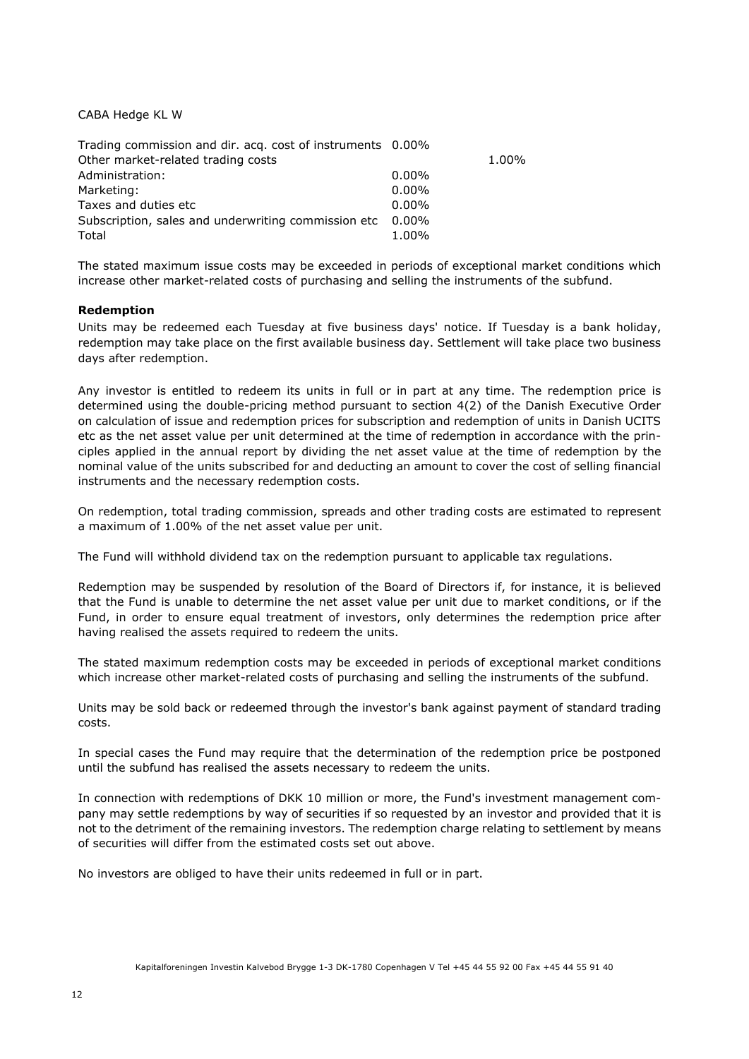CABA Hedge KL W

| | | |
|---|---|---|
| Trading commission and dir. acq. cost of instruments | 0.00% | |
| Other market-related trading costs | | 1.00% |
| Administration: | 0.00% | |
| Marketing: | 0.00% | |
| Taxes and duties etc | 0.00% | |
| Subscription, sales and underwriting commission etc | 0.00% | |
| Total | 1.00% | |

The stated maximum issue costs may be exceeded in periods of exceptional market conditions which increase other market-related costs of purchasing and selling the instruments of the subfund.

**Redemption**

Units may be redeemed each Tuesday at five business days' notice. If Tuesday is a bank holiday, redemption may take place on the first available business day. Settlement will take place two business days after redemption.

Any investor is entitled to redeem its units in full or in part at any time. The redemption price is determined using the double-pricing method pursuant to section 4(2) of the Danish Executive Order on calculation of issue and redemption prices for subscription and redemption of units in Danish UCITS etc as the net asset value per unit determined at the time of redemption in accordance with the principles applied in the annual report by dividing the net asset value at the time of redemption by the nominal value of the units subscribed for and deducting an amount to cover the cost of selling financial instruments and the necessary redemption costs.

On redemption, total trading commission, spreads and other trading costs are estimated to represent a maximum of 1.00% of the net asset value per unit.

The Fund will withhold dividend tax on the redemption pursuant to applicable tax regulations.

Redemption may be suspended by resolution of the Board of Directors if, for instance, it is believed that the Fund is unable to determine the net asset value per unit due to market conditions, or if the Fund, in order to ensure equal treatment of investors, only determines the redemption price after having realised the assets required to redeem the units.

The stated maximum redemption costs may be exceeded in periods of exceptional market conditions which increase other market-related costs of purchasing and selling the instruments of the subfund.

Units may be sold back or redeemed through the investor's bank against payment of standard trading costs.

In special cases the Fund may require that the determination of the redemption price be postponed until the subfund has realised the assets necessary to redeem the units.

In connection with redemptions of DKK 10 million or more, the Fund's investment management company may settle redemptions by way of securities if so requested by an investor and provided that it is not to the detriment of the remaining investors. The redemption charge relating to settlement by means of securities will differ from the estimated costs set out above.

No investors are obliged to have their units redeemed in full or in part.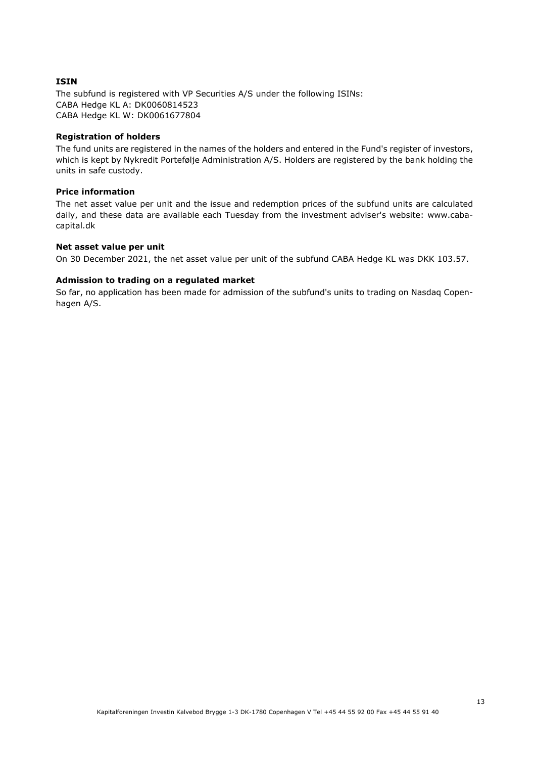### ISIN

The subfund is registered with VP Securities A/S under the following ISINs:
CABA Hedge KL A: DK0060814523
CABA Hedge KL W: DK0061677804

### Registration of holders

The fund units are registered in the names of the holders and entered in the Fund's register of investors, which is kept by Nykredit Portefølje Administration A/S. Holders are registered by the bank holding the units in safe custody.

### Price information

The net asset value per unit and the issue and redemption prices of the subfund units are calculated daily, and these data are available each Tuesday from the investment adviser's website: www.caba-capital.dk

### Net asset value per unit

On 30 December 2021, the net asset value per unit of the subfund CABA Hedge KL was DKK 103.57.

### Admission to trading on a regulated market

So far, no application has been made for admission of the subfund's units to trading on Nasdaq Copenhagen A/S.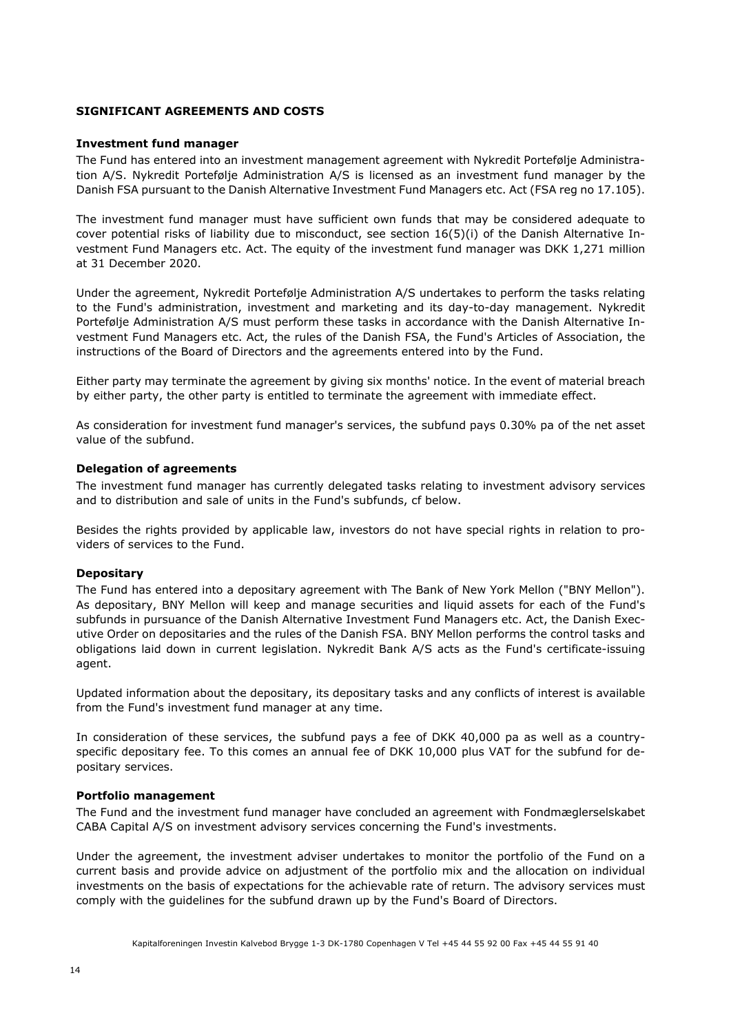## SIGNIFICANT AGREEMENTS AND COSTS

### Investment fund manager

The Fund has entered into an investment management agreement with Nykredit Portefølje Administration A/S. Nykredit Portefølje Administration A/S is licensed as an investment fund manager by the Danish FSA pursuant to the Danish Alternative Investment Fund Managers etc. Act (FSA reg no 17.105).

The investment fund manager must have sufficient own funds that may be considered adequate to cover potential risks of liability due to misconduct, see section 16(5)(i) of the Danish Alternative Investment Fund Managers etc. Act. The equity of the investment fund manager was DKK 1,271 million at 31 December 2020.

Under the agreement, Nykredit Portefølje Administration A/S undertakes to perform the tasks relating to the Fund's administration, investment and marketing and its day-to-day management. Nykredit Portefølje Administration A/S must perform these tasks in accordance with the Danish Alternative Investment Fund Managers etc. Act, the rules of the Danish FSA, the Fund's Articles of Association, the instructions of the Board of Directors and the agreements entered into by the Fund.

Either party may terminate the agreement by giving six months' notice. In the event of material breach by either party, the other party is entitled to terminate the agreement with immediate effect.

As consideration for investment fund manager's services, the subfund pays 0.30% pa of the net asset value of the subfund.

### Delegation of agreements

The investment fund manager has currently delegated tasks relating to investment advisory services and to distribution and sale of units in the Fund's subfunds, cf below.

Besides the rights provided by applicable law, investors do not have special rights in relation to providers of services to the Fund.

### Depositary

The Fund has entered into a depositary agreement with The Bank of New York Mellon ("BNY Mellon"). As depositary, BNY Mellon will keep and manage securities and liquid assets for each of the Fund's subfunds in pursuance of the Danish Alternative Investment Fund Managers etc. Act, the Danish Executive Order on depositaries and the rules of the Danish FSA. BNY Mellon performs the control tasks and obligations laid down in current legislation. Nykredit Bank A/S acts as the Fund's certificate-issuing agent.

Updated information about the depositary, its depositary tasks and any conflicts of interest is available from the Fund's investment fund manager at any time.

In consideration of these services, the subfund pays a fee of DKK 40,000 pa as well as a country-specific depositary fee. To this comes an annual fee of DKK 10,000 plus VAT for the subfund for depositary services.

### Portfolio management

The Fund and the investment fund manager have concluded an agreement with Fondmæglerselskabet CABA Capital A/S on investment advisory services concerning the Fund's investments.

Under the agreement, the investment adviser undertakes to monitor the portfolio of the Fund on a current basis and provide advice on adjustment of the portfolio mix and the allocation on individual investments on the basis of expectations for the achievable rate of return. The advisory services must comply with the guidelines for the subfund drawn up by the Fund's Board of Directors.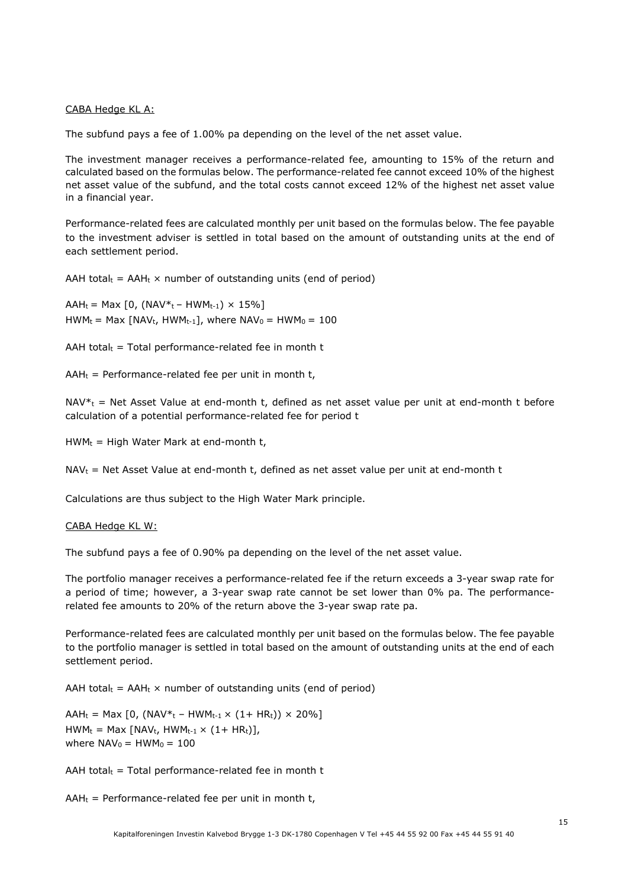CABA Hedge KL A:

The subfund pays a fee of 1.00% pa depending on the level of the net asset value.

The investment manager receives a performance-related fee, amounting to 15% of the return and calculated based on the formulas below. The performance-related fee cannot exceed 10% of the highest net asset value of the subfund, and the total costs cannot exceed 12% of the highest net asset value in a financial year.

Performance-related fees are calculated monthly per unit based on the formulas below. The fee payable to the investment adviser is settled in total based on the amount of outstanding units at the end of each settlement period.

$AAH\ total_t = AAH_t \times$ number of outstanding units (end of period)

$AAH_t = Max\ [0, (NAV^*_t - HWM_{t-1}) \times 15\%]$
$HWM_t = Max\ [NAV_t, HWM_{t-1}]$, where $NAV_0 = HWM_0 = 100$

$AAH\ total_t$ = Total performance-related fee in month t

$AAH_t$ = Performance-related fee per unit in month t,

$NAV^*_t$ = Net Asset Value at end-month t, defined as net asset value per unit at end-month t before calculation of a potential performance-related fee for period t

$HWM_t$ = High Water Mark at end-month t,

$NAV_t$ = Net Asset Value at end-month t, defined as net asset value per unit at end-month t

Calculations are thus subject to the High Water Mark principle.

CABA Hedge KL W:

The subfund pays a fee of 0.90% pa depending on the level of the net asset value.

The portfolio manager receives a performance-related fee if the return exceeds a 3-year swap rate for a period of time; however, a 3-year swap rate cannot be set lower than 0% pa. The performance-related fee amounts to 20% of the return above the 3-year swap rate pa.

Performance-related fees are calculated monthly per unit based on the formulas below. The fee payable to the portfolio manager is settled in total based on the amount of outstanding units at the end of each settlement period.

$AAH\ total_t = AAH_t \times$ number of outstanding units (end of period)

$AAH_t = Max\ [0, (NAV^*_t - HWM_{t-1} \times (1 + HR_t)) \times 20\%]$
$HWM_t = Max\ [NAV_t, HWM_{t-1} \times (1 + HR_t)]$,
where $NAV_0 = HWM_0 = 100$

$AAH\ total_t$ = Total performance-related fee in month t

$AAH_t$ = Performance-related fee per unit in month t,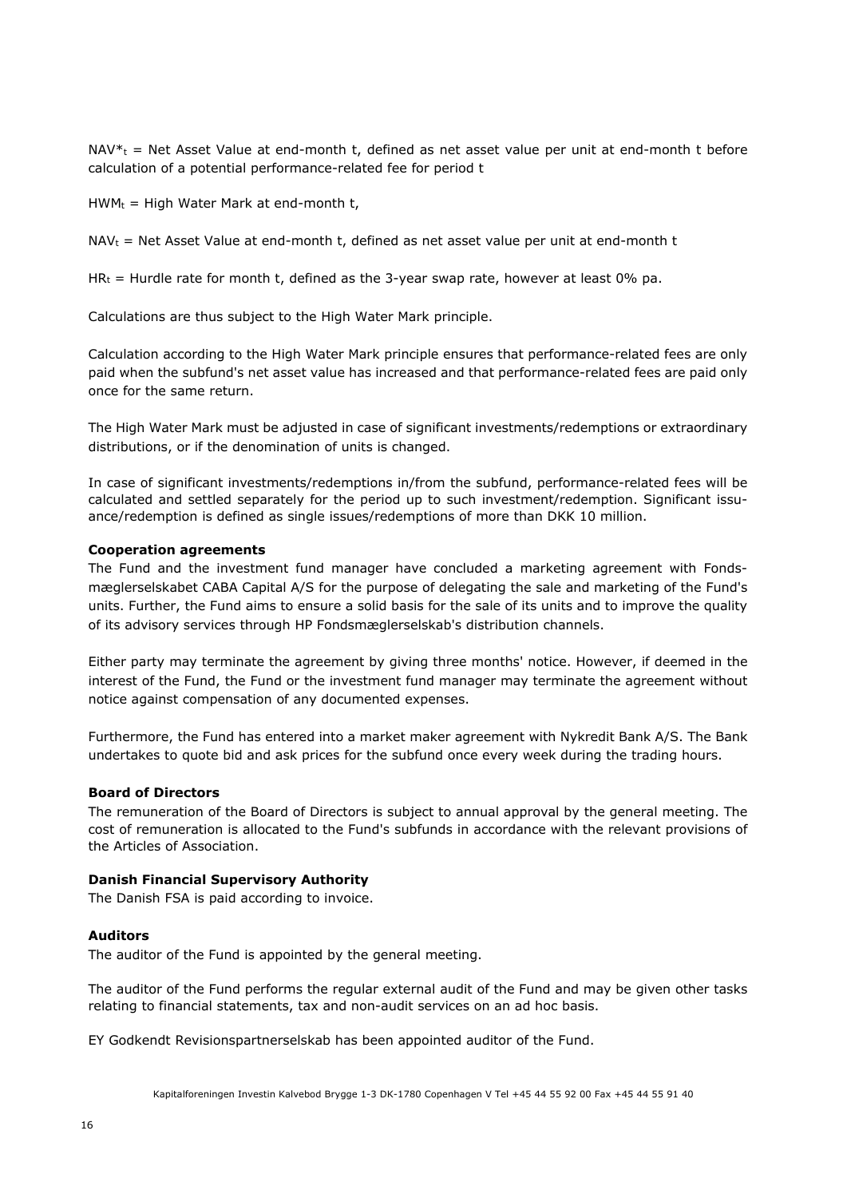$NAV^*_t$ = Net Asset Value at end-month t, defined as net asset value per unit at end-month t before calculation of a potential performance-related fee for period t

$HWM_t$ = High Water Mark at end-month t,

$NAV_t$ = Net Asset Value at end-month t, defined as net asset value per unit at end-month t

$HR_t$ = Hurdle rate for month t, defined as the 3-year swap rate, however at least 0% pa.

Calculations are thus subject to the High Water Mark principle.

Calculation according to the High Water Mark principle ensures that performance-related fees are only paid when the subfund's net asset value has increased and that performance-related fees are paid only once for the same return.

The High Water Mark must be adjusted in case of significant investments/redemptions or extraordinary distributions, or if the denomination of units is changed.

In case of significant investments/redemptions in/from the subfund, performance-related fees will be calculated and settled separately for the period up to such investment/redemption. Significant issuance/redemption is defined as single issues/redemptions of more than DKK 10 million.

**Cooperation agreements**

The Fund and the investment fund manager have concluded a marketing agreement with Fondsmæglerselskabet CABA Capital A/S for the purpose of delegating the sale and marketing of the Fund's units. Further, the Fund aims to ensure a solid basis for the sale of its units and to improve the quality of its advisory services through HP Fondsmæglerselskab's distribution channels.

Either party may terminate the agreement by giving three months' notice. However, if deemed in the interest of the Fund, the Fund or the investment fund manager may terminate the agreement without notice against compensation of any documented expenses.

Furthermore, the Fund has entered into a market maker agreement with Nykredit Bank A/S. The Bank undertakes to quote bid and ask prices for the subfund once every week during the trading hours.

**Board of Directors**

The remuneration of the Board of Directors is subject to annual approval by the general meeting. The cost of remuneration is allocated to the Fund's subfunds in accordance with the relevant provisions of the Articles of Association.

**Danish Financial Supervisory Authority**

The Danish FSA is paid according to invoice.

**Auditors**

The auditor of the Fund is appointed by the general meeting.

The auditor of the Fund performs the regular external audit of the Fund and may be given other tasks relating to financial statements, tax and non-audit services on an ad hoc basis.

EY Godkendt Revisionspartnerselskab has been appointed auditor of the Fund.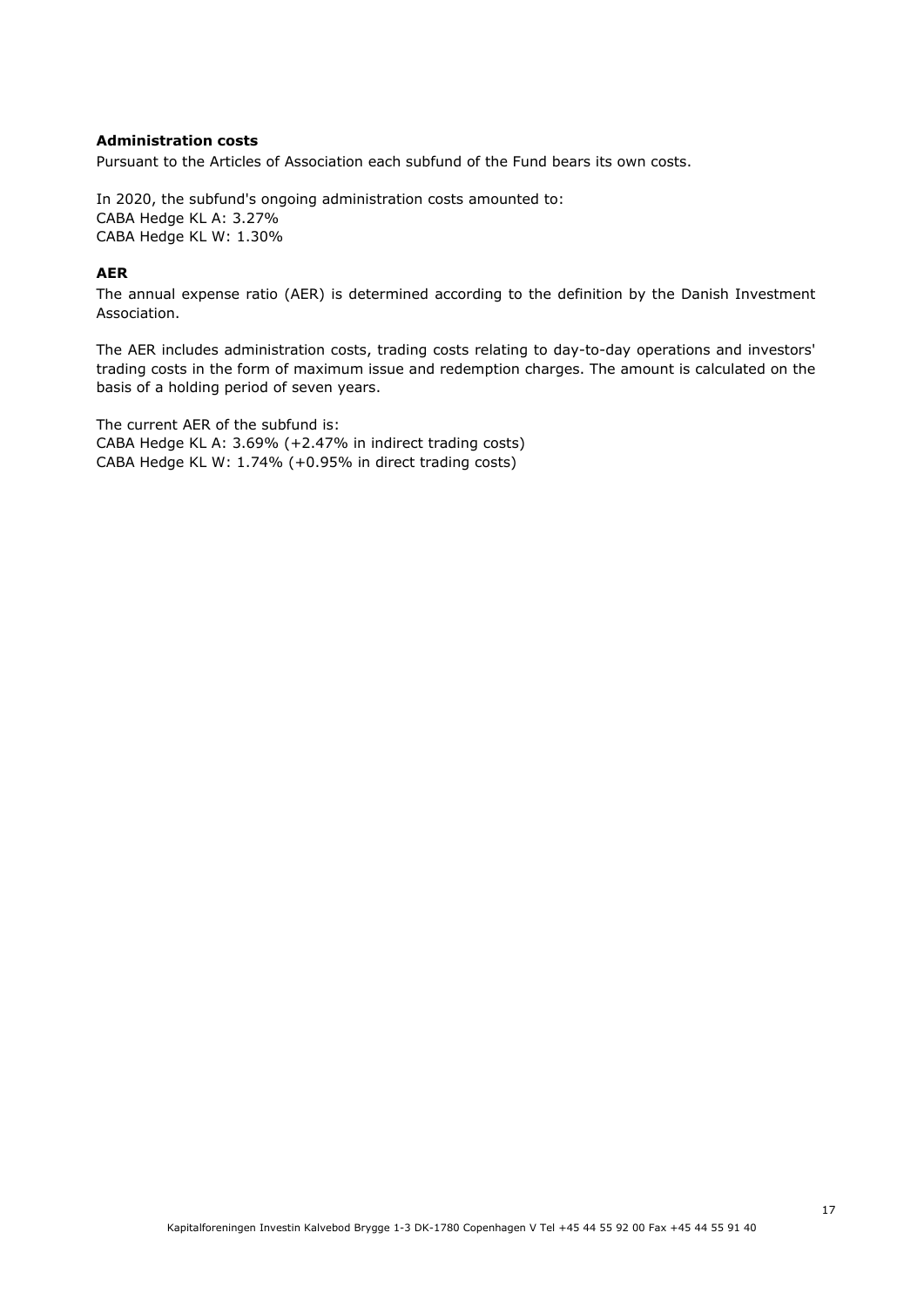**Administration costs**

Pursuant to the Articles of Association each subfund of the Fund bears its own costs.

In 2020, the subfund's ongoing administration costs amounted to:
CABA Hedge KL A: 3.27%
CABA Hedge KL W: 1.30%

**AER**

The annual expense ratio (AER) is determined according to the definition by the Danish Investment Association.

The AER includes administration costs, trading costs relating to day-to-day operations and investors' trading costs in the form of maximum issue and redemption charges. The amount is calculated on the basis of a holding period of seven years.

The current AER of the subfund is:
CABA Hedge KL A: 3.69% (+2.47% in indirect trading costs)
CABA Hedge KL W: 1.74% (+0.95% in direct trading costs)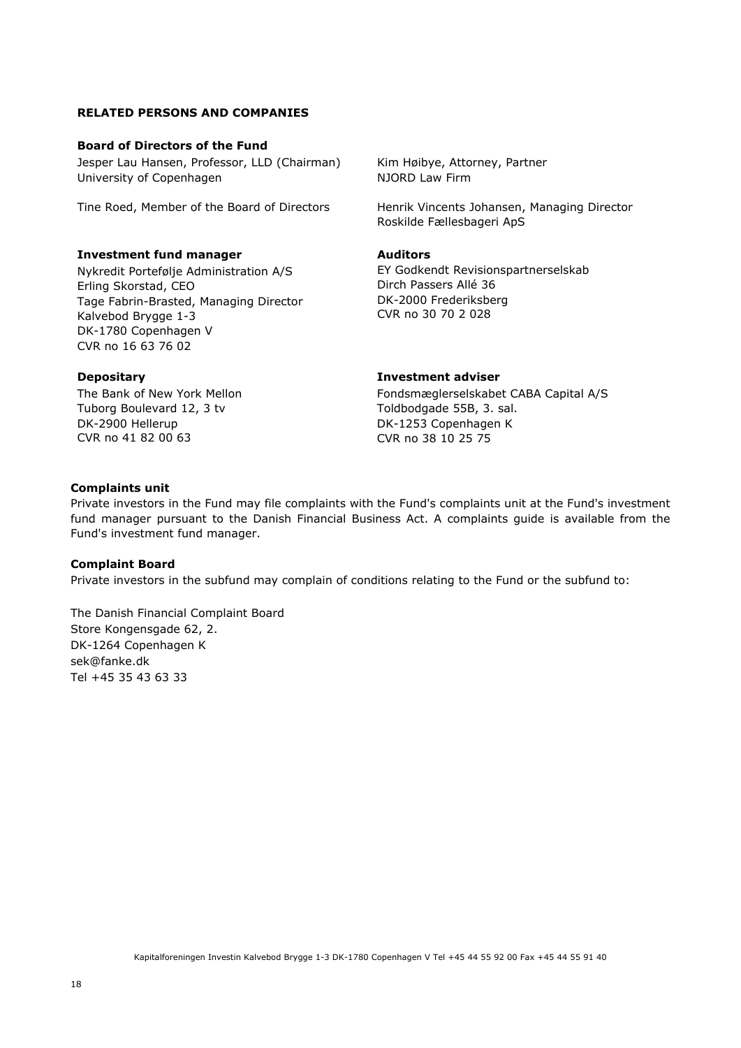## RELATED PERSONS AND COMPANIES

### Board of Directors of the Fund

Jesper Lau Hansen, Professor, LLD (Chairman)
University of Copenhagen

Tine Roed, Member of the Board of Directors

Kim Høibye, Attorney, Partner
NJORD Law Firm

Henrik Vincents Johansen, Managing Director
Roskilde Fællesbageri ApS

### Investment fund manager

Nykredit Portefølje Administration A/S
Erling Skorstad, CEO
Tage Fabrin-Brasted, Managing Director
Kalvebod Brygge 1-3
DK-1780 Copenhagen V
CVR no 16 63 76 02

### Auditors

EY Godkendt Revisionspartnerselskab
Dirch Passers Allé 36
DK-2000 Frederiksberg
CVR no 30 70 2 028

### Depositary

The Bank of New York Mellon
Tuborg Boulevard 12, 3 tv
DK-2900 Hellerup
CVR no 41 82 00 63

### Investment adviser

Fondsmæglerselskabet CABA Capital A/S
Toldbodgade 55B, 3. sal.
DK-1253 Copenhagen K
CVR no 38 10 25 75

### Complaints unit

Private investors in the Fund may file complaints with the Fund's complaints unit at the Fund's investment fund manager pursuant to the Danish Financial Business Act. A complaints guide is available from the Fund's investment fund manager.

### Complaint Board

Private investors in the subfund may complain of conditions relating to the Fund or the subfund to:

The Danish Financial Complaint Board
Store Kongensgade 62, 2.
DK-1264 Copenhagen K
sek@fanke.dk
Tel +45 35 43 63 33

Kapitalforeningen Investin Kalvebod Brygge 1-3 DK-1780 Copenhagen V Tel +45 44 55 92 00 Fax +45 44 55 91 40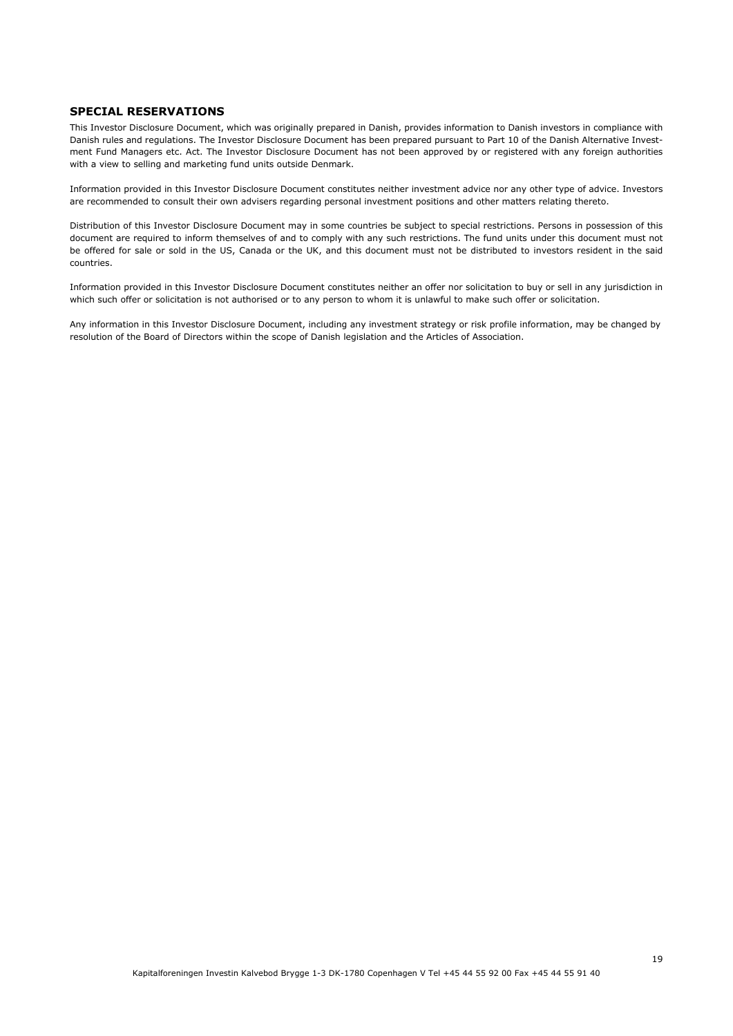## SPECIAL RESERVATIONS

This Investor Disclosure Document, which was originally prepared in Danish, provides information to Danish investors in compliance with Danish rules and regulations. The Investor Disclosure Document has been prepared pursuant to Part 10 of the Danish Alternative Investment Fund Managers etc. Act. The Investor Disclosure Document has not been approved by or registered with any foreign authorities with a view to selling and marketing fund units outside Denmark.

Information provided in this Investor Disclosure Document constitutes neither investment advice nor any other type of advice. Investors are recommended to consult their own advisers regarding personal investment positions and other matters relating thereto.

Distribution of this Investor Disclosure Document may in some countries be subject to special restrictions. Persons in possession of this document are required to inform themselves of and to comply with any such restrictions. The fund units under this document must not be offered for sale or sold in the US, Canada or the UK, and this document must not be distributed to investors resident in the said countries.

Information provided in this Investor Disclosure Document constitutes neither an offer nor solicitation to buy or sell in any jurisdiction in which such offer or solicitation is not authorised or to any person to whom it is unlawful to make such offer or solicitation.

Any information in this Investor Disclosure Document, including any investment strategy or risk profile information, may be changed by resolution of the Board of Directors within the scope of Danish legislation and the Articles of Association.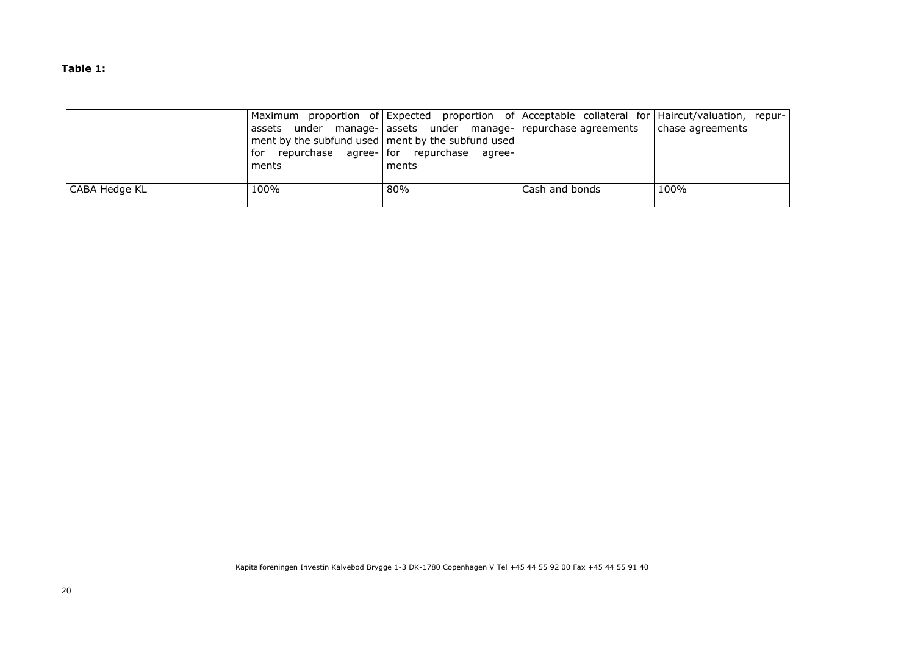**Table 1:**

| | Maximum proportion of assets under management by the subfund used for repurchase agreements | Expected proportion of assets under management by the subfund used for repurchase agreements | Acceptable collateral for repurchase agreements | Haircut/valuation, repurchase agreements |
|---|---|---|---|---|
| CABA Hedge KL | 100% | 80% | Cash and bonds | 100% |

Kapitalforeningen Investin Kalvebod Brygge 1-3 DK-1780 Copenhagen V Tel +45 44 55 92 00 Fax +45 44 55 91 40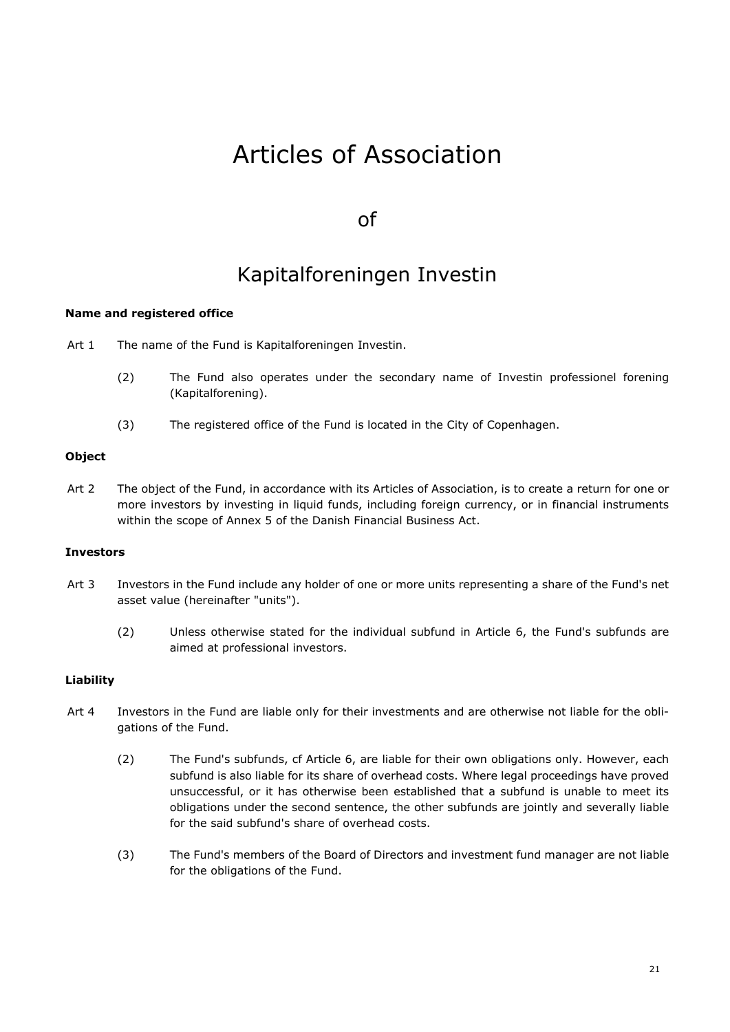# Articles of Association

## of

## Kapitalforeningen Investin

**Name and registered office**

Art 1 The name of the Fund is Kapitalforeningen Investin.

(2) The Fund also operates under the secondary name of Investin professionel forening (Kapitalforening).

(3) The registered office of the Fund is located in the City of Copenhagen.

**Object**

Art 2 The object of the Fund, in accordance with its Articles of Association, is to create a return for one or more investors by investing in liquid funds, including foreign currency, or in financial instruments within the scope of Annex 5 of the Danish Financial Business Act.

**Investors**

Art 3 Investors in the Fund include any holder of one or more units representing a share of the Fund's net asset value (hereinafter "units").

(2) Unless otherwise stated for the individual subfund in Article 6, the Fund's subfunds are aimed at professional investors.

**Liability**

Art 4 Investors in the Fund are liable only for their investments and are otherwise not liable for the obligations of the Fund.

(2) The Fund's subfunds, cf Article 6, are liable for their own obligations only. However, each subfund is also liable for its share of overhead costs. Where legal proceedings have proved unsuccessful, or it has otherwise been established that a subfund is unable to meet its obligations under the second sentence, the other subfunds are jointly and severally liable for the said subfund's share of overhead costs.

(3) The Fund's members of the Board of Directors and investment fund manager are not liable for the obligations of the Fund.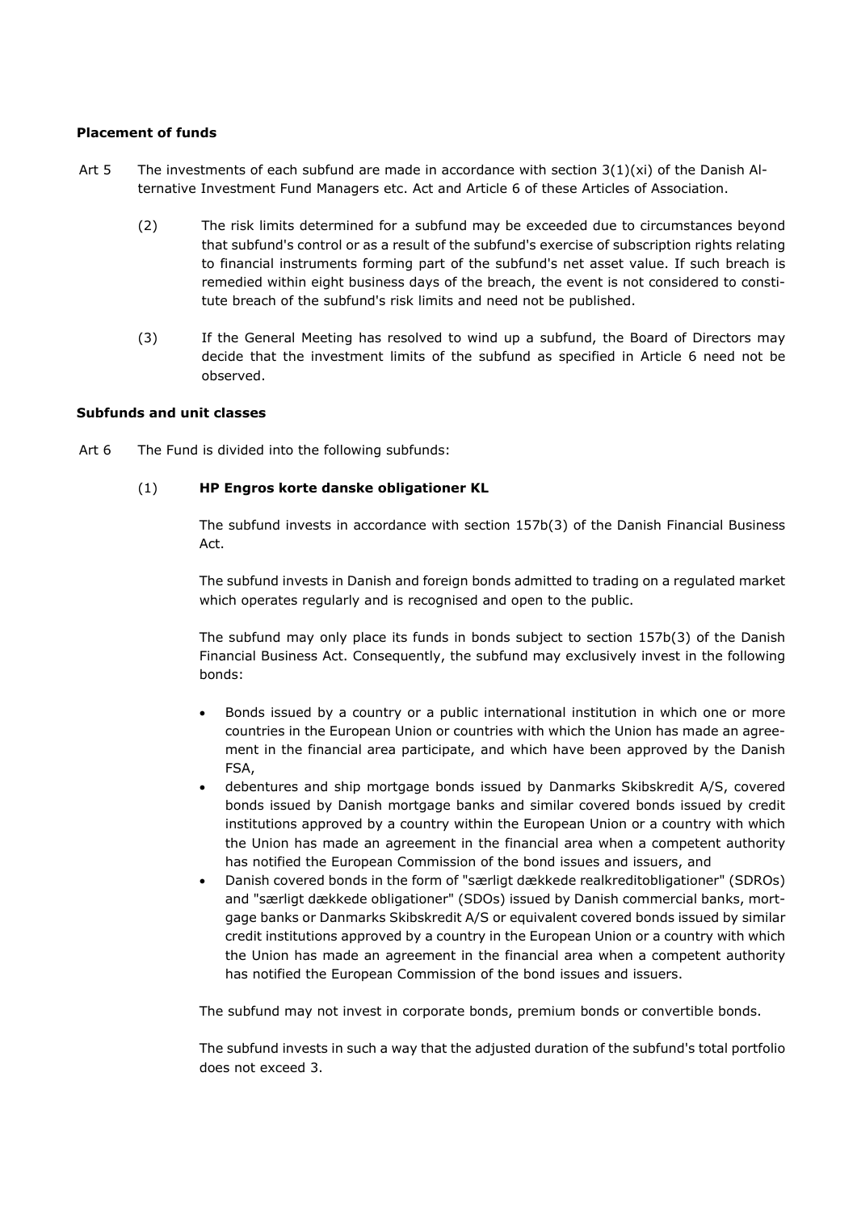**Placement of funds**

Art 5 The investments of each subfund are made in accordance with section 3(1)(xi) of the Danish Alternative Investment Fund Managers etc. Act and Article 6 of these Articles of Association.

(2) The risk limits determined for a subfund may be exceeded due to circumstances beyond that subfund's control or as a result of the subfund's exercise of subscription rights relating to financial instruments forming part of the subfund's net asset value. If such breach is remedied within eight business days of the breach, the event is not considered to constitute breach of the subfund's risk limits and need not be published.

(3) If the General Meeting has resolved to wind up a subfund, the Board of Directors may decide that the investment limits of the subfund as specified in Article 6 need not be observed.

**Subfunds and unit classes**

Art 6 The Fund is divided into the following subfunds:

(1) **HP Engros korte danske obligationer KL**

The subfund invests in accordance with section 157b(3) of the Danish Financial Business Act.

The subfund invests in Danish and foreign bonds admitted to trading on a regulated market which operates regularly and is recognised and open to the public.

The subfund may only place its funds in bonds subject to section 157b(3) of the Danish Financial Business Act. Consequently, the subfund may exclusively invest in the following bonds:

- Bonds issued by a country or a public international institution in which one or more countries in the European Union or countries with which the Union has made an agreement in the financial area participate, and which have been approved by the Danish FSA,
- debentures and ship mortgage bonds issued by Danmarks Skibskredit A/S, covered bonds issued by Danish mortgage banks and similar covered bonds issued by credit institutions approved by a country within the European Union or a country with which the Union has made an agreement in the financial area when a competent authority has notified the European Commission of the bond issues and issuers, and
- Danish covered bonds in the form of "særligt dækkede realkreditobligationer" (SDROs) and "særligt dækkede obligationer" (SDOs) issued by Danish commercial banks, mortgage banks or Danmarks Skibskredit A/S or equivalent covered bonds issued by similar credit institutions approved by a country in the European Union or a country with which the Union has made an agreement in the financial area when a competent authority has notified the European Commission of the bond issues and issuers.

The subfund may not invest in corporate bonds, premium bonds or convertible bonds.

The subfund invests in such a way that the adjusted duration of the subfund's total portfolio does not exceed 3.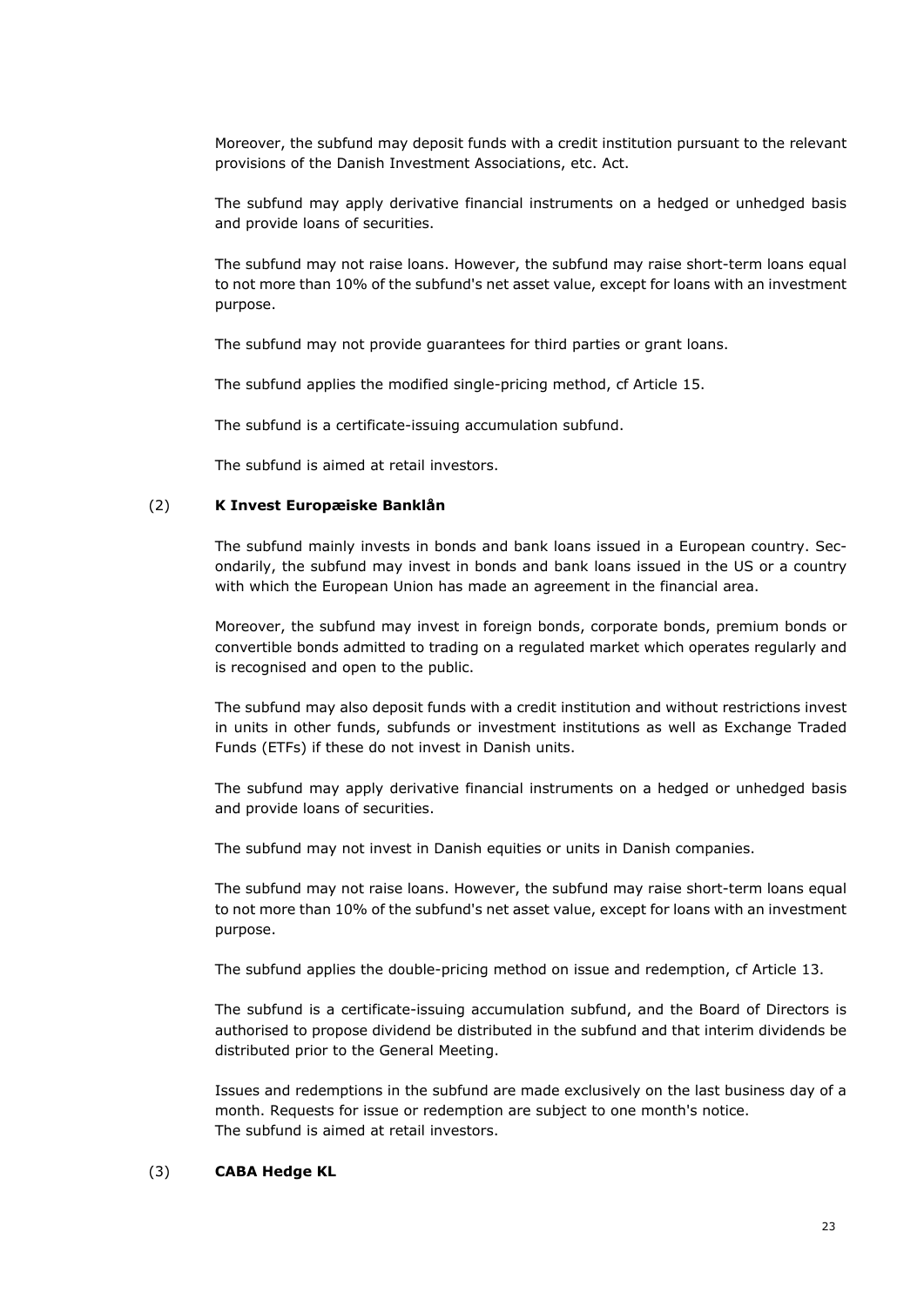Moreover, the subfund may deposit funds with a credit institution pursuant to the relevant provisions of the Danish Investment Associations, etc. Act.

The subfund may apply derivative financial instruments on a hedged or unhedged basis and provide loans of securities.

The subfund may not raise loans. However, the subfund may raise short-term loans equal to not more than 10% of the subfund's net asset value, except for loans with an investment purpose.

The subfund may not provide guarantees for third parties or grant loans.

The subfund applies the modified single-pricing method, cf Article 15.

The subfund is a certificate-issuing accumulation subfund.

The subfund is aimed at retail investors.

(2) **K Invest Europæiske Banklån**

The subfund mainly invests in bonds and bank loans issued in a European country. Secondarily, the subfund may invest in bonds and bank loans issued in the US or a country with which the European Union has made an agreement in the financial area.

Moreover, the subfund may invest in foreign bonds, corporate bonds, premium bonds or convertible bonds admitted to trading on a regulated market which operates regularly and is recognised and open to the public.

The subfund may also deposit funds with a credit institution and without restrictions invest in units in other funds, subfunds or investment institutions as well as Exchange Traded Funds (ETFs) if these do not invest in Danish units.

The subfund may apply derivative financial instruments on a hedged or unhedged basis and provide loans of securities.

The subfund may not invest in Danish equities or units in Danish companies.

The subfund may not raise loans. However, the subfund may raise short-term loans equal to not more than 10% of the subfund's net asset value, except for loans with an investment purpose.

The subfund applies the double-pricing method on issue and redemption, cf Article 13.

The subfund is a certificate-issuing accumulation subfund, and the Board of Directors is authorised to propose dividend be distributed in the subfund and that interim dividends be distributed prior to the General Meeting.

Issues and redemptions in the subfund are made exclusively on the last business day of a month. Requests for issue or redemption are subject to one month's notice.
The subfund is aimed at retail investors.

(3) **CABA Hedge KL**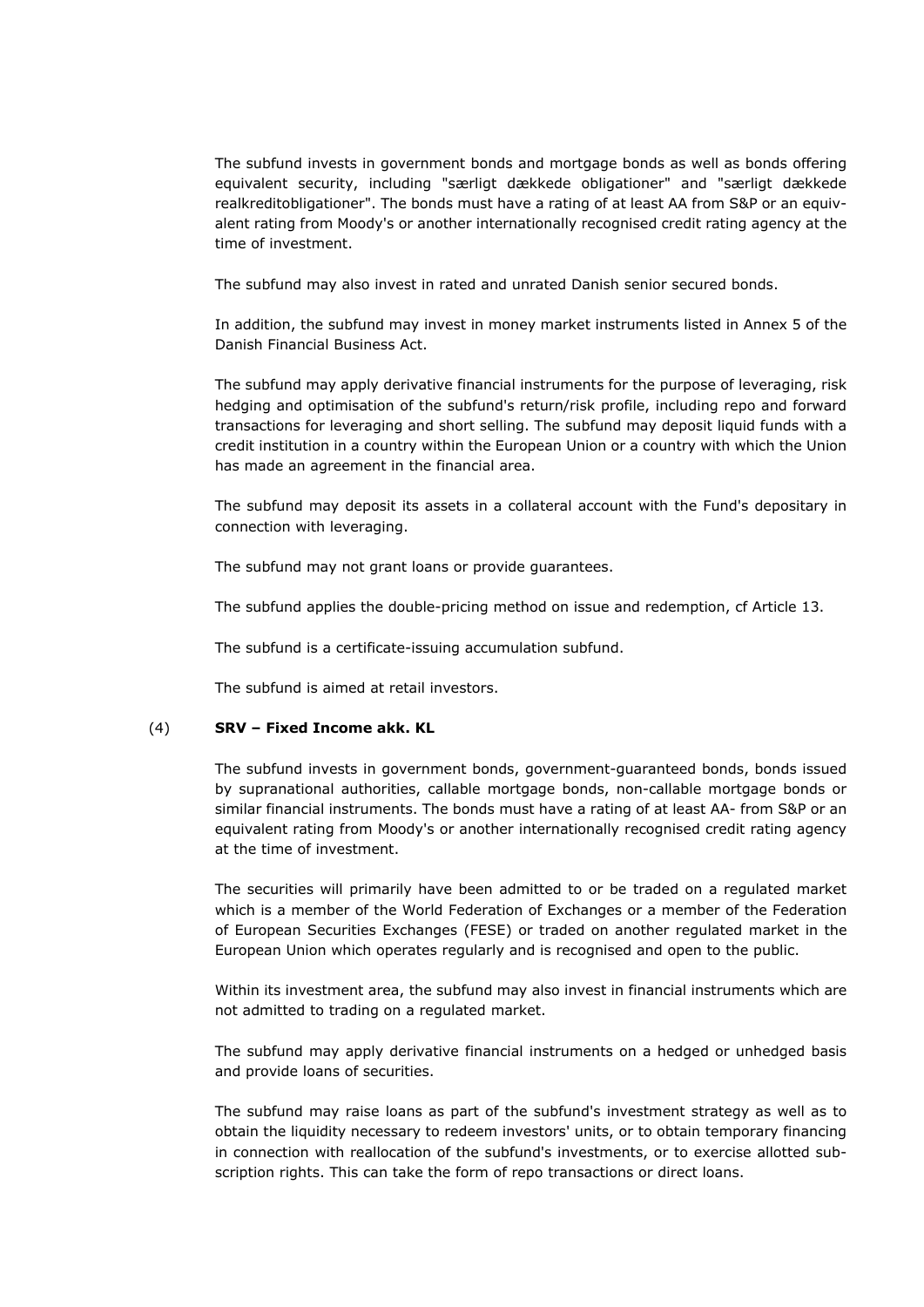The subfund invests in government bonds and mortgage bonds as well as bonds offering equivalent security, including "særligt dækkede obligationer" and "særligt dækkede realkreditobligationer". The bonds must have a rating of at least AA from S&P or an equivalent rating from Moody's or another internationally recognised credit rating agency at the time of investment.

The subfund may also invest in rated and unrated Danish senior secured bonds.

In addition, the subfund may invest in money market instruments listed in Annex 5 of the Danish Financial Business Act.

The subfund may apply derivative financial instruments for the purpose of leveraging, risk hedging and optimisation of the subfund's return/risk profile, including repo and forward transactions for leveraging and short selling. The subfund may deposit liquid funds with a credit institution in a country within the European Union or a country with which the Union has made an agreement in the financial area.

The subfund may deposit its assets in a collateral account with the Fund's depositary in connection with leveraging.

The subfund may not grant loans or provide guarantees.

The subfund applies the double-pricing method on issue and redemption, cf Article 13.

The subfund is a certificate-issuing accumulation subfund.

The subfund is aimed at retail investors.

(4) **SRV – Fixed Income akk. KL**

The subfund invests in government bonds, government-guaranteed bonds, bonds issued by supranational authorities, callable mortgage bonds, non-callable mortgage bonds or similar financial instruments. The bonds must have a rating of at least AA- from S&P or an equivalent rating from Moody's or another internationally recognised credit rating agency at the time of investment.

The securities will primarily have been admitted to or be traded on a regulated market which is a member of the World Federation of Exchanges or a member of the Federation of European Securities Exchanges (FESE) or traded on another regulated market in the European Union which operates regularly and is recognised and open to the public.

Within its investment area, the subfund may also invest in financial instruments which are not admitted to trading on a regulated market.

The subfund may apply derivative financial instruments on a hedged or unhedged basis and provide loans of securities.

The subfund may raise loans as part of the subfund's investment strategy as well as to obtain the liquidity necessary to redeem investors' units, or to obtain temporary financing in connection with reallocation of the subfund's investments, or to exercise allotted subscription rights. This can take the form of repo transactions or direct loans.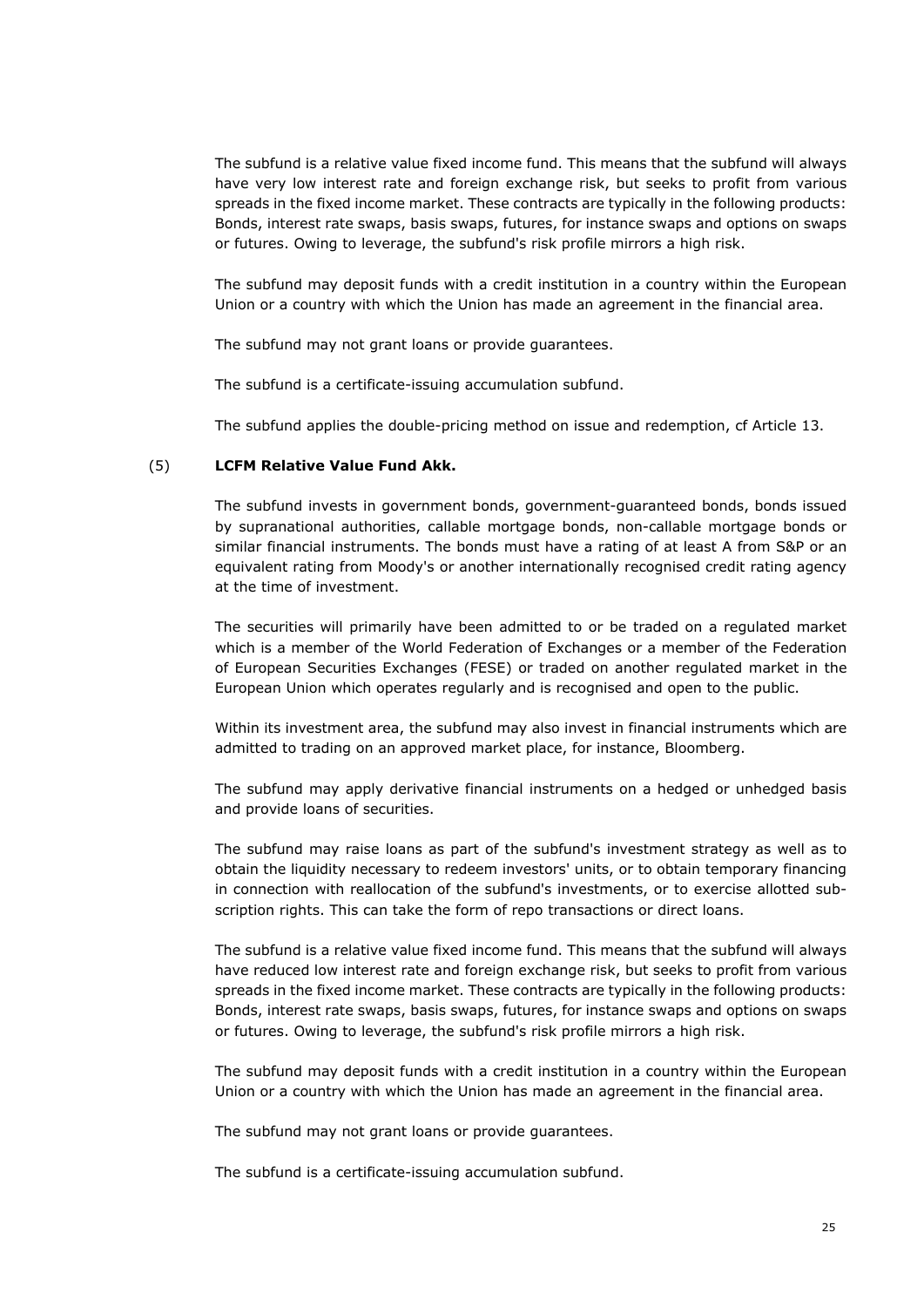The subfund is a relative value fixed income fund. This means that the subfund will always have very low interest rate and foreign exchange risk, but seeks to profit from various spreads in the fixed income market. These contracts are typically in the following products: Bonds, interest rate swaps, basis swaps, futures, for instance swaps and options on swaps or futures. Owing to leverage, the subfund's risk profile mirrors a high risk.

The subfund may deposit funds with a credit institution in a country within the European Union or a country with which the Union has made an agreement in the financial area.

The subfund may not grant loans or provide guarantees.

The subfund is a certificate-issuing accumulation subfund.

The subfund applies the double-pricing method on issue and redemption, cf Article 13.

(5) **LCFM Relative Value Fund Akk.**

The subfund invests in government bonds, government-guaranteed bonds, bonds issued by supranational authorities, callable mortgage bonds, non-callable mortgage bonds or similar financial instruments. The bonds must have a rating of at least A from S&P or an equivalent rating from Moody's or another internationally recognised credit rating agency at the time of investment.

The securities will primarily have been admitted to or be traded on a regulated market which is a member of the World Federation of Exchanges or a member of the Federation of European Securities Exchanges (FESE) or traded on another regulated market in the European Union which operates regularly and is recognised and open to the public.

Within its investment area, the subfund may also invest in financial instruments which are admitted to trading on an approved market place, for instance, Bloomberg.

The subfund may apply derivative financial instruments on a hedged or unhedged basis and provide loans of securities.

The subfund may raise loans as part of the subfund's investment strategy as well as to obtain the liquidity necessary to redeem investors' units, or to obtain temporary financing in connection with reallocation of the subfund's investments, or to exercise allotted subscription rights. This can take the form of repo transactions or direct loans.

The subfund is a relative value fixed income fund. This means that the subfund will always have reduced low interest rate and foreign exchange risk, but seeks to profit from various spreads in the fixed income market. These contracts are typically in the following products: Bonds, interest rate swaps, basis swaps, futures, for instance swaps and options on swaps or futures. Owing to leverage, the subfund's risk profile mirrors a high risk.

The subfund may deposit funds with a credit institution in a country within the European Union or a country with which the Union has made an agreement in the financial area.

The subfund may not grant loans or provide guarantees.

The subfund is a certificate-issuing accumulation subfund.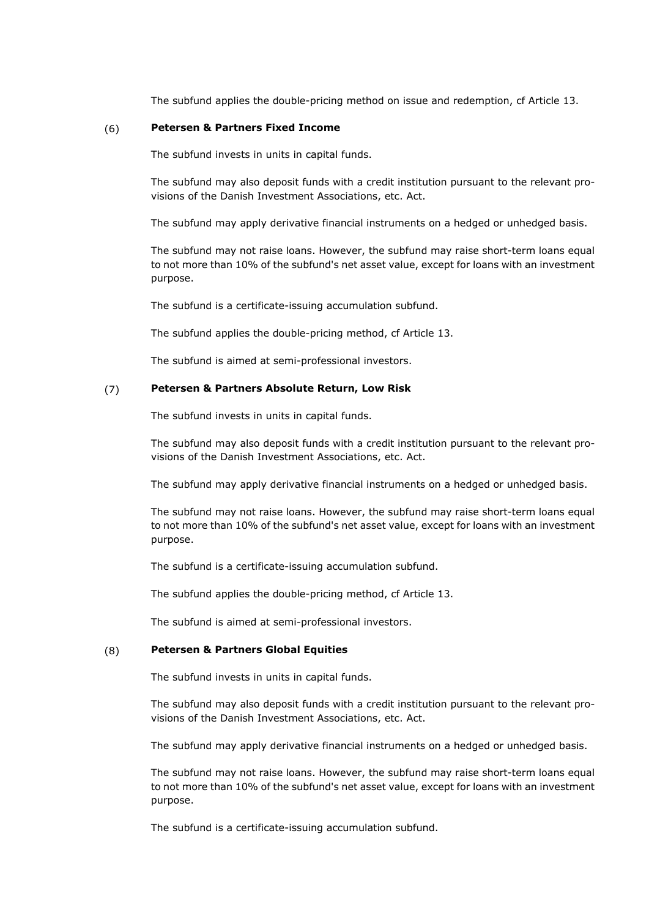The subfund applies the double-pricing method on issue and redemption, cf Article 13.

(6) **Petersen & Partners Fixed Income**

The subfund invests in units in capital funds.

The subfund may also deposit funds with a credit institution pursuant to the relevant provisions of the Danish Investment Associations, etc. Act.

The subfund may apply derivative financial instruments on a hedged or unhedged basis.

The subfund may not raise loans. However, the subfund may raise short-term loans equal to not more than 10% of the subfund's net asset value, except for loans with an investment purpose.

The subfund is a certificate-issuing accumulation subfund.

The subfund applies the double-pricing method, cf Article 13.

The subfund is aimed at semi-professional investors.

(7) **Petersen & Partners Absolute Return, Low Risk**

The subfund invests in units in capital funds.

The subfund may also deposit funds with a credit institution pursuant to the relevant provisions of the Danish Investment Associations, etc. Act.

The subfund may apply derivative financial instruments on a hedged or unhedged basis.

The subfund may not raise loans. However, the subfund may raise short-term loans equal to not more than 10% of the subfund's net asset value, except for loans with an investment purpose.

The subfund is a certificate-issuing accumulation subfund.

The subfund applies the double-pricing method, cf Article 13.

The subfund is aimed at semi-professional investors.

(8) **Petersen & Partners Global Equities**

The subfund invests in units in capital funds.

The subfund may also deposit funds with a credit institution pursuant to the relevant provisions of the Danish Investment Associations, etc. Act.

The subfund may apply derivative financial instruments on a hedged or unhedged basis.

The subfund may not raise loans. However, the subfund may raise short-term loans equal to not more than 10% of the subfund's net asset value, except for loans with an investment purpose.

The subfund is a certificate-issuing accumulation subfund.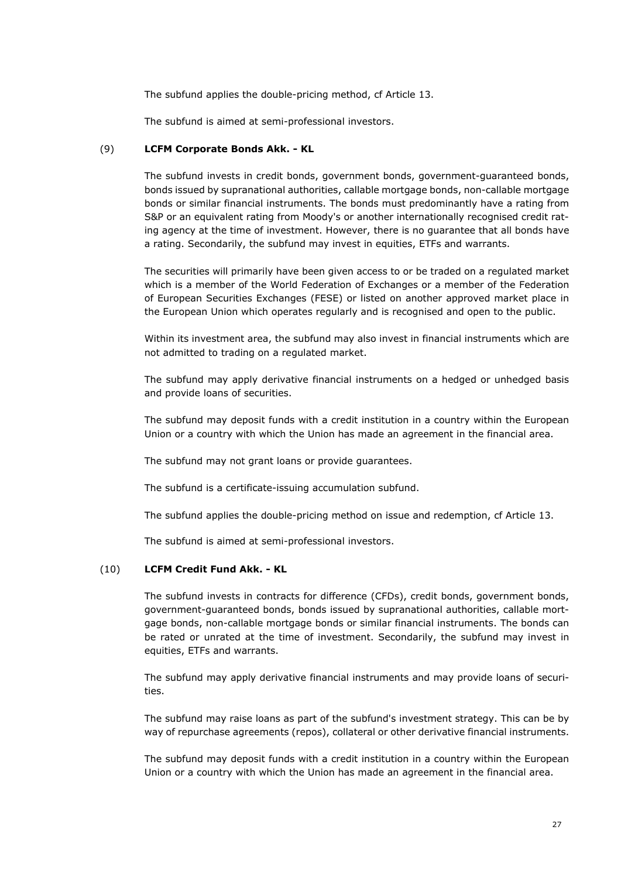The subfund applies the double-pricing method, cf Article 13.

The subfund is aimed at semi-professional investors.

(9) **LCFM Corporate Bonds Akk. - KL**

The subfund invests in credit bonds, government bonds, government-guaranteed bonds, bonds issued by supranational authorities, callable mortgage bonds, non-callable mortgage bonds or similar financial instruments. The bonds must predominantly have a rating from S&P or an equivalent rating from Moody's or another internationally recognised credit rating agency at the time of investment. However, there is no guarantee that all bonds have a rating. Secondarily, the subfund may invest in equities, ETFs and warrants.

The securities will primarily have been given access to or be traded on a regulated market which is a member of the World Federation of Exchanges or a member of the Federation of European Securities Exchanges (FESE) or listed on another approved market place in the European Union which operates regularly and is recognised and open to the public.

Within its investment area, the subfund may also invest in financial instruments which are not admitted to trading on a regulated market.

The subfund may apply derivative financial instruments on a hedged or unhedged basis and provide loans of securities.

The subfund may deposit funds with a credit institution in a country within the European Union or a country with which the Union has made an agreement in the financial area.

The subfund may not grant loans or provide guarantees.

The subfund is a certificate-issuing accumulation subfund.

The subfund applies the double-pricing method on issue and redemption, cf Article 13.

The subfund is aimed at semi-professional investors.

(10) **LCFM Credit Fund Akk. - KL**

The subfund invests in contracts for difference (CFDs), credit bonds, government bonds, government-guaranteed bonds, bonds issued by supranational authorities, callable mortgage bonds, non-callable mortgage bonds or similar financial instruments. The bonds can be rated or unrated at the time of investment. Secondarily, the subfund may invest in equities, ETFs and warrants.

The subfund may apply derivative financial instruments and may provide loans of securities.

The subfund may raise loans as part of the subfund's investment strategy. This can be by way of repurchase agreements (repos), collateral or other derivative financial instruments.

The subfund may deposit funds with a credit institution in a country within the European Union or a country with which the Union has made an agreement in the financial area.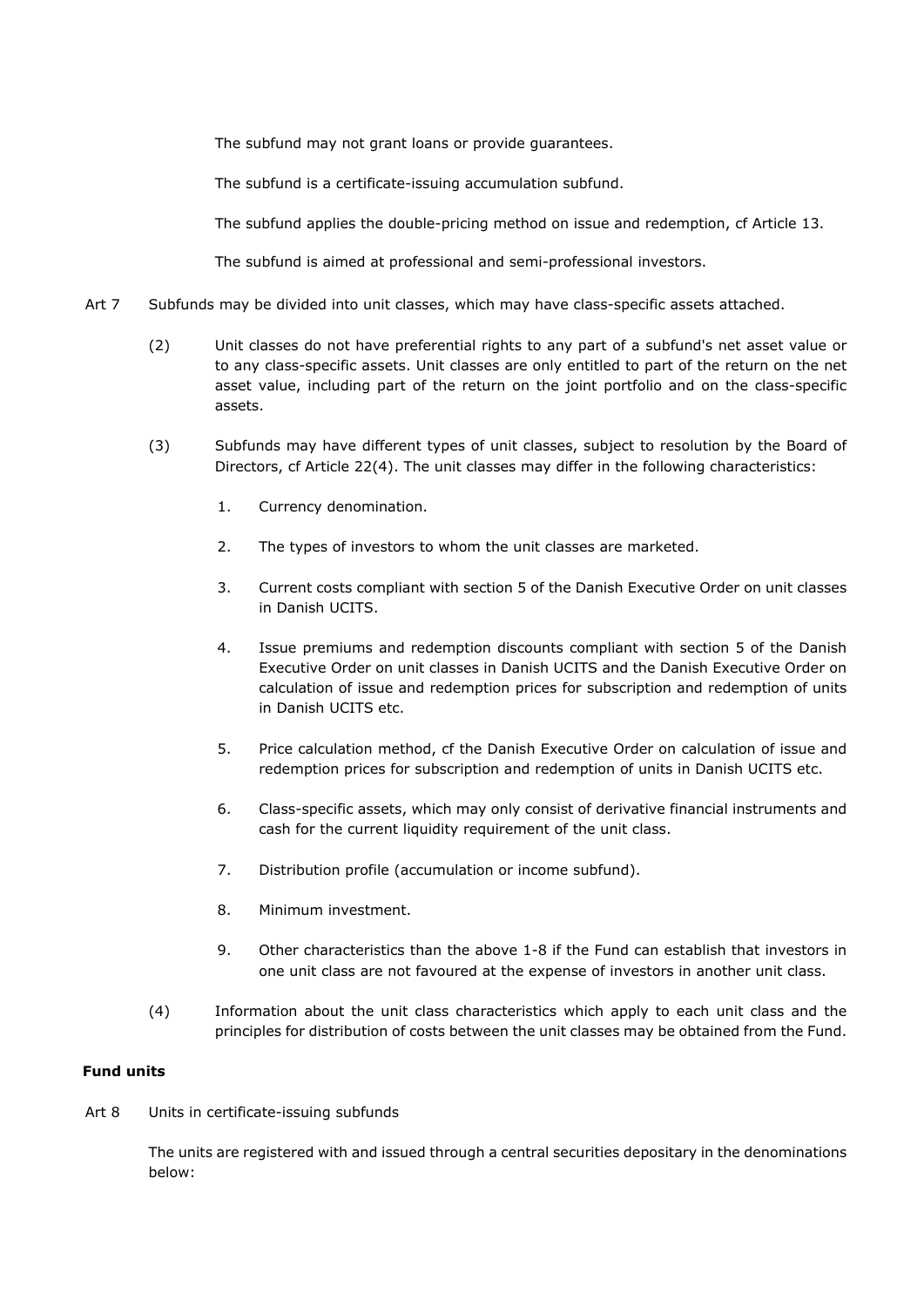The subfund may not grant loans or provide guarantees.

The subfund is a certificate-issuing accumulation subfund.

The subfund applies the double-pricing method on issue and redemption, cf Article 13.

The subfund is aimed at professional and semi-professional investors.

Art 7 Subfunds may be divided into unit classes, which may have class-specific assets attached.

(2) Unit classes do not have preferential rights to any part of a subfund's net asset value or to any class-specific assets. Unit classes are only entitled to part of the return on the net asset value, including part of the return on the joint portfolio and on the class-specific assets.

(3) Subfunds may have different types of unit classes, subject to resolution by the Board of Directors, cf Article 22(4). The unit classes may differ in the following characteristics:

1. Currency denomination.
2. The types of investors to whom the unit classes are marketed.
3. Current costs compliant with section 5 of the Danish Executive Order on unit classes in Danish UCITS.
4. Issue premiums and redemption discounts compliant with section 5 of the Danish Executive Order on unit classes in Danish UCITS and the Danish Executive Order on calculation of issue and redemption prices for subscription and redemption of units in Danish UCITS etc.
5. Price calculation method, cf the Danish Executive Order on calculation of issue and redemption prices for subscription and redemption of units in Danish UCITS etc.
6. Class-specific assets, which may only consist of derivative financial instruments and cash for the current liquidity requirement of the unit class.
7. Distribution profile (accumulation or income subfund).
8. Minimum investment.
9. Other characteristics than the above 1-8 if the Fund can establish that investors in one unit class are not favoured at the expense of investors in another unit class.

(4) Information about the unit class characteristics which apply to each unit class and the principles for distribution of costs between the unit classes may be obtained from the Fund.

**Fund units**

Art 8 Units in certificate-issuing subfunds

The units are registered with and issued through a central securities depositary in the denominations below: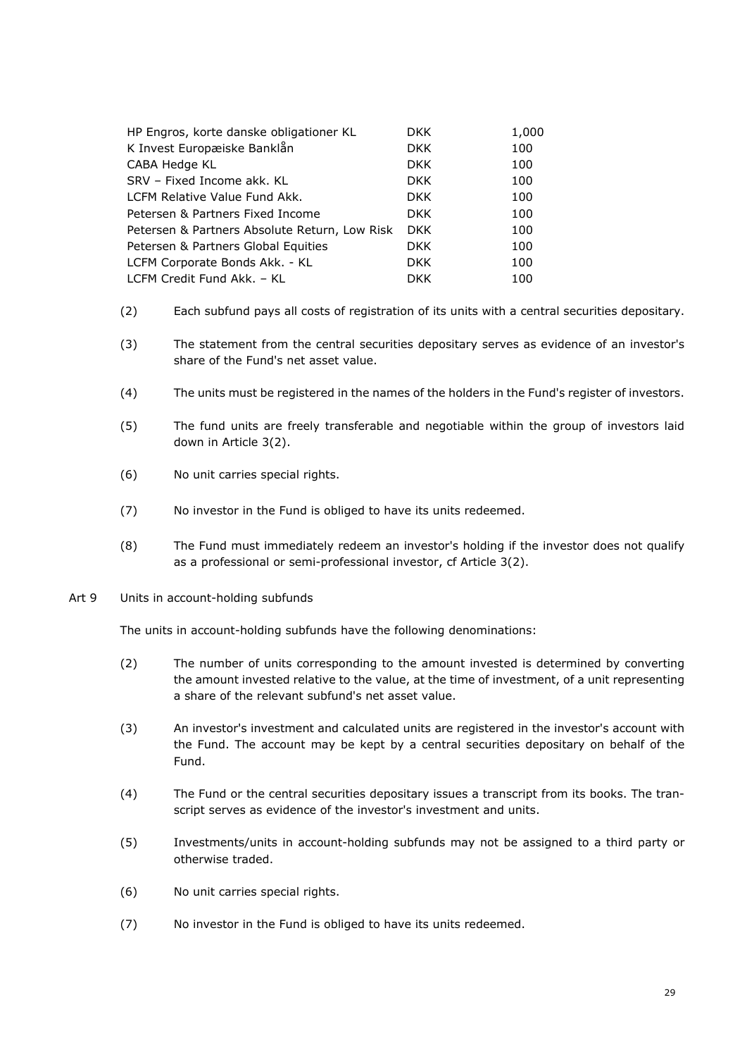| | | |
|---|---|---|
| HP Engros, korte danske obligationer KL | DKK | 1,000 |
| K Invest Europæiske Banklån | DKK | 100 |
| CABA Hedge KL | DKK | 100 |
| SRV – Fixed Income akk. KL | DKK | 100 |
| LCFM Relative Value Fund Akk. | DKK | 100 |
| Petersen & Partners Fixed Income | DKK | 100 |
| Petersen & Partners Absolute Return, Low Risk | DKK | 100 |
| Petersen & Partners Global Equities | DKK | 100 |
| LCFM Corporate Bonds Akk. - KL | DKK | 100 |
| LCFM Credit Fund Akk. – KL | DKK | 100 |

(2) Each subfund pays all costs of registration of its units with a central securities depositary.

(3) The statement from the central securities depositary serves as evidence of an investor's share of the Fund's net asset value.

(4) The units must be registered in the names of the holders in the Fund's register of investors.

(5) The fund units are freely transferable and negotiable within the group of investors laid down in Article 3(2).

(6) No unit carries special rights.

(7) No investor in the Fund is obliged to have its units redeemed.

(8) The Fund must immediately redeem an investor's holding if the investor does not qualify as a professional or semi-professional investor, cf Article 3(2).

Art 9 Units in account-holding subfunds

The units in account-holding subfunds have the following denominations:

(2) The number of units corresponding to the amount invested is determined by converting the amount invested relative to the value, at the time of investment, of a unit representing a share of the relevant subfund's net asset value.

(3) An investor's investment and calculated units are registered in the investor's account with the Fund. The account may be kept by a central securities depositary on behalf of the Fund.

(4) The Fund or the central securities depositary issues a transcript from its books. The transcript serves as evidence of the investor's investment and units.

(5) Investments/units in account-holding subfunds may not be assigned to a third party or otherwise traded.

(6) No unit carries special rights.

(7) No investor in the Fund is obliged to have its units redeemed.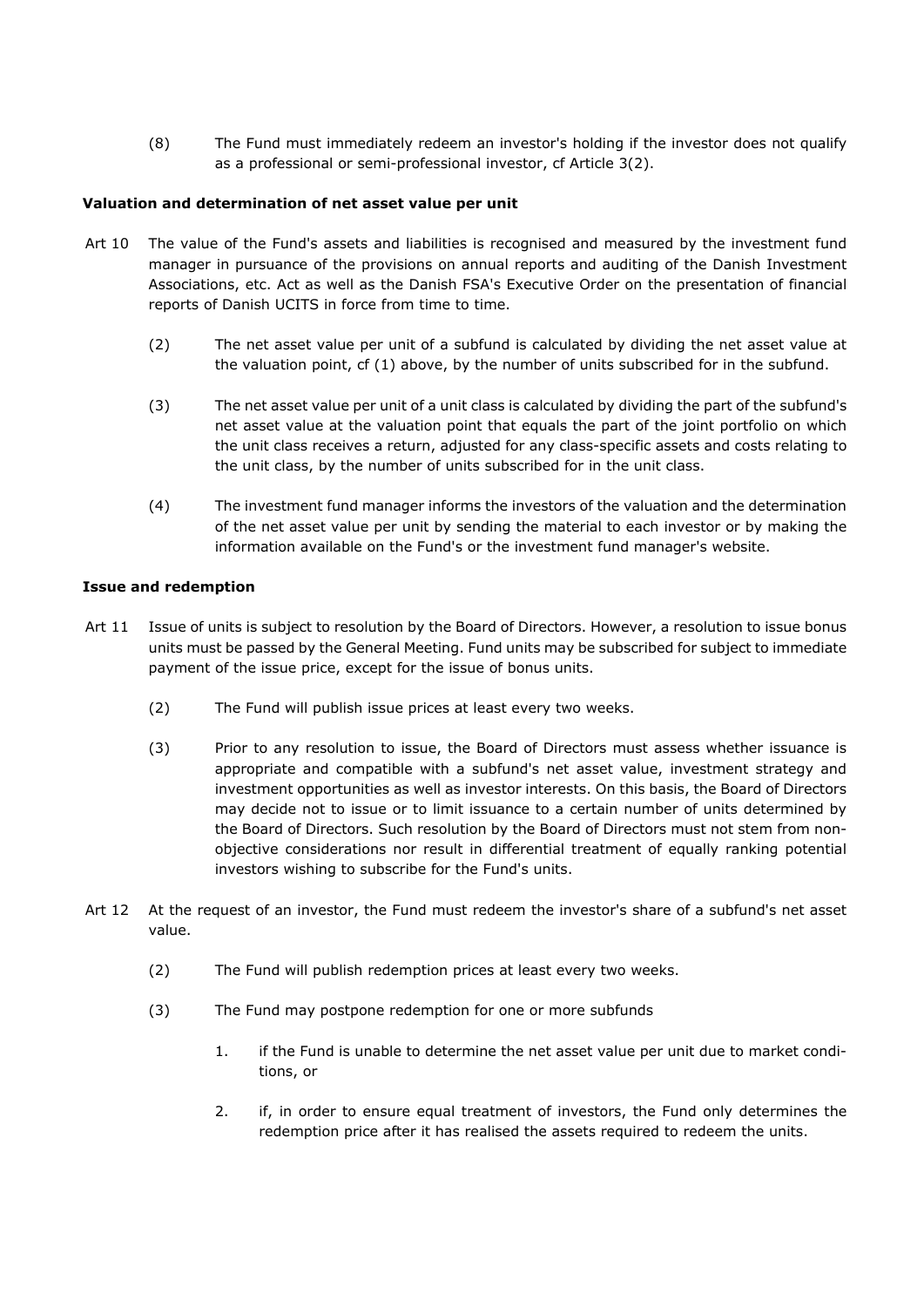(8) The Fund must immediately redeem an investor's holding if the investor does not qualify as a professional or semi-professional investor, cf Article 3(2).

**Valuation and determination of net asset value per unit**

Art 10 The value of the Fund's assets and liabilities is recognised and measured by the investment fund manager in pursuance of the provisions on annual reports and auditing of the Danish Investment Associations, etc. Act as well as the Danish FSA's Executive Order on the presentation of financial reports of Danish UCITS in force from time to time.

(2) The net asset value per unit of a subfund is calculated by dividing the net asset value at the valuation point, cf (1) above, by the number of units subscribed for in the subfund.

(3) The net asset value per unit of a unit class is calculated by dividing the part of the subfund's net asset value at the valuation point that equals the part of the joint portfolio on which the unit class receives a return, adjusted for any class-specific assets and costs relating to the unit class, by the number of units subscribed for in the unit class.

(4) The investment fund manager informs the investors of the valuation and the determination of the net asset value per unit by sending the material to each investor or by making the information available on the Fund's or the investment fund manager's website.

**Issue and redemption**

Art 11 Issue of units is subject to resolution by the Board of Directors. However, a resolution to issue bonus units must be passed by the General Meeting. Fund units may be subscribed for subject to immediate payment of the issue price, except for the issue of bonus units.

(2) The Fund will publish issue prices at least every two weeks.

(3) Prior to any resolution to issue, the Board of Directors must assess whether issuance is appropriate and compatible with a subfund's net asset value, investment strategy and investment opportunities as well as investor interests. On this basis, the Board of Directors may decide not to issue or to limit issuance to a certain number of units determined by the Board of Directors. Such resolution by the Board of Directors must not stem from non-objective considerations nor result in differential treatment of equally ranking potential investors wishing to subscribe for the Fund's units.

Art 12 At the request of an investor, the Fund must redeem the investor's share of a subfund's net asset value.

(2) The Fund will publish redemption prices at least every two weeks.

(3) The Fund may postpone redemption for one or more subfunds

1. if the Fund is unable to determine the net asset value per unit due to market conditions, or
2. if, in order to ensure equal treatment of investors, the Fund only determines the redemption price after it has realised the assets required to redeem the units.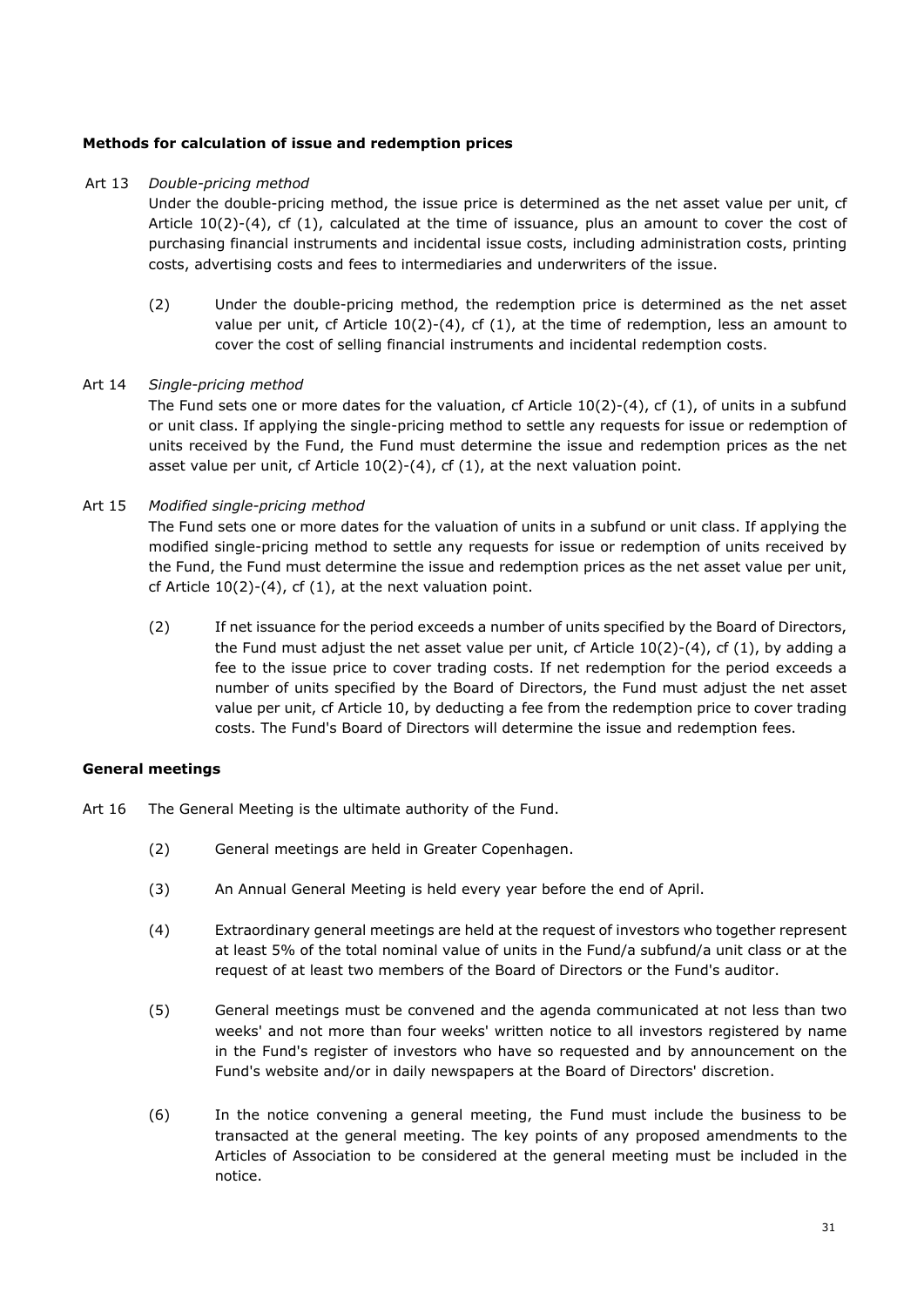**Methods for calculation of issue and redemption prices**

Art 13 *Double-pricing method*

Under the double-pricing method, the issue price is determined as the net asset value per unit, cf Article 10(2)-(4), cf (1), calculated at the time of issuance, plus an amount to cover the cost of purchasing financial instruments and incidental issue costs, including administration costs, printing costs, advertising costs and fees to intermediaries and underwriters of the issue.

(2) Under the double-pricing method, the redemption price is determined as the net asset value per unit, cf Article 10(2)-(4), cf (1), at the time of redemption, less an amount to cover the cost of selling financial instruments and incidental redemption costs.

Art 14 *Single-pricing method*

The Fund sets one or more dates for the valuation, cf Article 10(2)-(4), cf (1), of units in a subfund or unit class. If applying the single-pricing method to settle any requests for issue or redemption of units received by the Fund, the Fund must determine the issue and redemption prices as the net asset value per unit, cf Article 10(2)-(4), cf (1), at the next valuation point.

Art 15 *Modified single-pricing method*

The Fund sets one or more dates for the valuation of units in a subfund or unit class. If applying the modified single-pricing method to settle any requests for issue or redemption of units received by the Fund, the Fund must determine the issue and redemption prices as the net asset value per unit, cf Article 10(2)-(4), cf (1), at the next valuation point.

(2) If net issuance for the period exceeds a number of units specified by the Board of Directors, the Fund must adjust the net asset value per unit, cf Article 10(2)-(4), cf (1), by adding a fee to the issue price to cover trading costs. If net redemption for the period exceeds a number of units specified by the Board of Directors, the Fund must adjust the net asset value per unit, cf Article 10, by deducting a fee from the redemption price to cover trading costs. The Fund's Board of Directors will determine the issue and redemption fees.

**General meetings**

Art 16 The General Meeting is the ultimate authority of the Fund.

(2) General meetings are held in Greater Copenhagen.

(3) An Annual General Meeting is held every year before the end of April.

(4) Extraordinary general meetings are held at the request of investors who together represent at least 5% of the total nominal value of units in the Fund/a subfund/a unit class or at the request of at least two members of the Board of Directors or the Fund's auditor.

(5) General meetings must be convened and the agenda communicated at not less than two weeks' and not more than four weeks' written notice to all investors registered by name in the Fund's register of investors who have so requested and by announcement on the Fund's website and/or in daily newspapers at the Board of Directors' discretion.

(6) In the notice convening a general meeting, the Fund must include the business to be transacted at the general meeting. The key points of any proposed amendments to the Articles of Association to be considered at the general meeting must be included in the notice.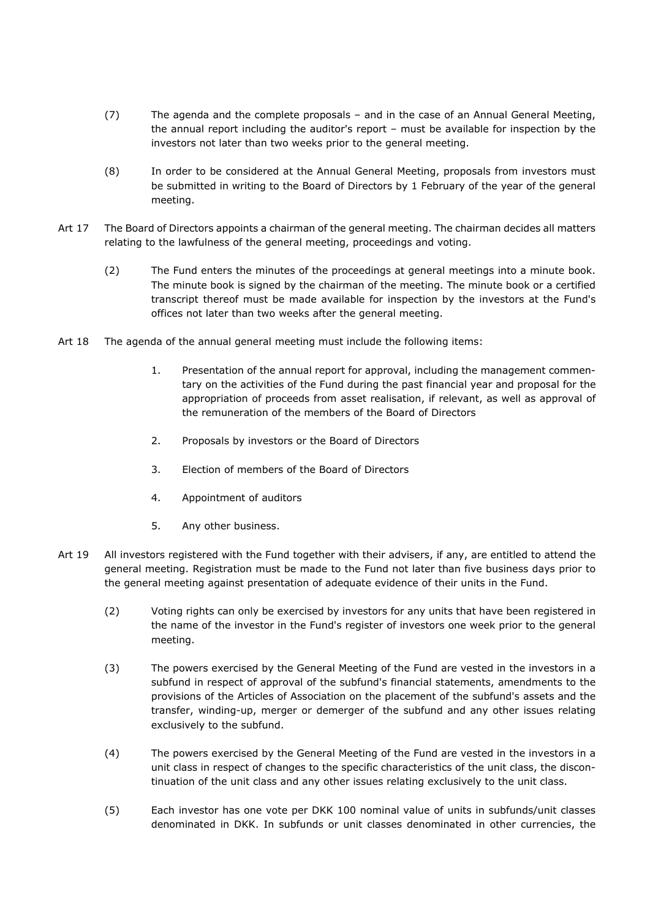(7) The agenda and the complete proposals – and in the case of an Annual General Meeting, the annual report including the auditor's report – must be available for inspection by the investors not later than two weeks prior to the general meeting.

(8) In order to be considered at the Annual General Meeting, proposals from investors must be submitted in writing to the Board of Directors by 1 February of the year of the general meeting.

Art 17 The Board of Directors appoints a chairman of the general meeting. The chairman decides all matters relating to the lawfulness of the general meeting, proceedings and voting.

(2) The Fund enters the minutes of the proceedings at general meetings into a minute book. The minute book is signed by the chairman of the meeting. The minute book or a certified transcript thereof must be made available for inspection by the investors at the Fund's offices not later than two weeks after the general meeting.

Art 18 The agenda of the annual general meeting must include the following items:

1. Presentation of the annual report for approval, including the management commentary on the activities of the Fund during the past financial year and proposal for the appropriation of proceeds from asset realisation, if relevant, as well as approval of the remuneration of the members of the Board of Directors
2. Proposals by investors or the Board of Directors
3. Election of members of the Board of Directors
4. Appointment of auditors
5. Any other business.

Art 19 All investors registered with the Fund together with their advisers, if any, are entitled to attend the general meeting. Registration must be made to the Fund not later than five business days prior to the general meeting against presentation of adequate evidence of their units in the Fund.

(2) Voting rights can only be exercised by investors for any units that have been registered in the name of the investor in the Fund's register of investors one week prior to the general meeting.

(3) The powers exercised by the General Meeting of the Fund are vested in the investors in a subfund in respect of approval of the subfund's financial statements, amendments to the provisions of the Articles of Association on the placement of the subfund's assets and the transfer, winding-up, merger or demerger of the subfund and any other issues relating exclusively to the subfund.

(4) The powers exercised by the General Meeting of the Fund are vested in the investors in a unit class in respect of changes to the specific characteristics of the unit class, the discontinuation of the unit class and any other issues relating exclusively to the unit class.

(5) Each investor has one vote per DKK 100 nominal value of units in subfunds/unit classes denominated in DKK. In subfunds or unit classes denominated in other currencies, the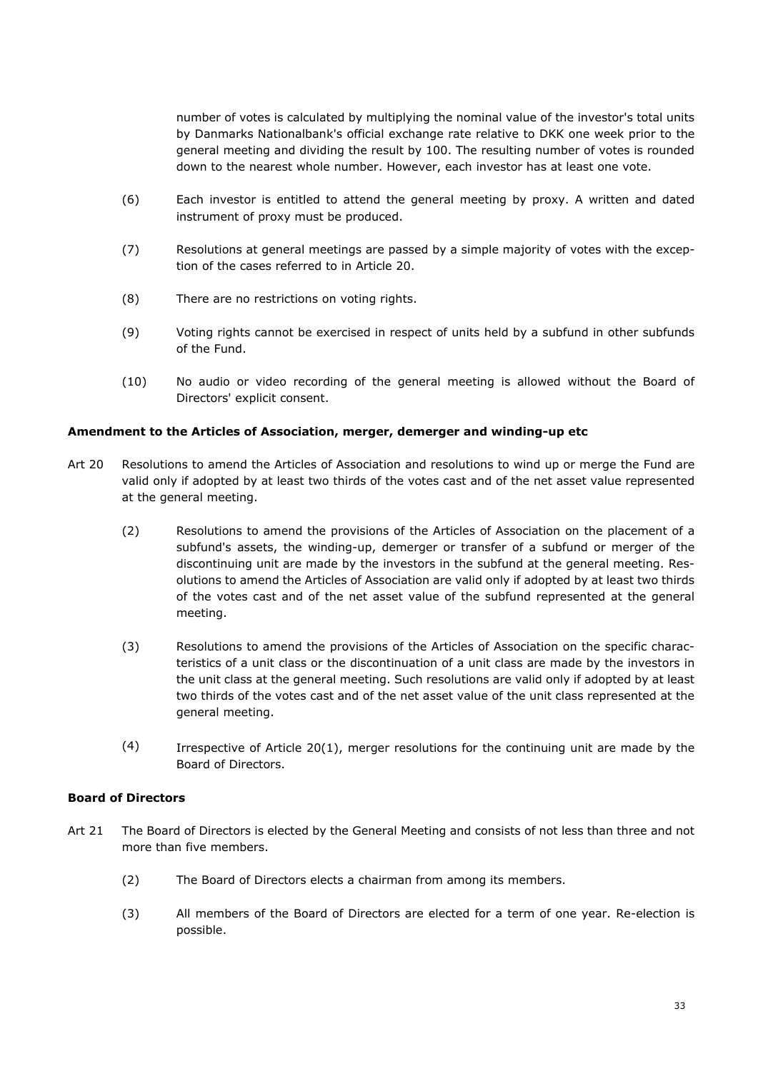number of votes is calculated by multiplying the nominal value of the investor's total units by Danmarks Nationalbank's official exchange rate relative to DKK one week prior to the general meeting and dividing the result by 100. The resulting number of votes is rounded down to the nearest whole number. However, each investor has at least one vote.

(6) Each investor is entitled to attend the general meeting by proxy. A written and dated instrument of proxy must be produced.

(7) Resolutions at general meetings are passed by a simple majority of votes with the exception of the cases referred to in Article 20.

(8) There are no restrictions on voting rights.

(9) Voting rights cannot be exercised in respect of units held by a subfund in other subfunds of the Fund.

(10) No audio or video recording of the general meeting is allowed without the Board of Directors' explicit consent.

**Amendment to the Articles of Association, merger, demerger and winding-up etc**

Art 20 Resolutions to amend the Articles of Association and resolutions to wind up or merge the Fund are valid only if adopted by at least two thirds of the votes cast and of the net asset value represented at the general meeting.

(2) Resolutions to amend the provisions of the Articles of Association on the placement of a subfund's assets, the winding-up, demerger or transfer of a subfund or merger of the discontinuing unit are made by the investors in the subfund at the general meeting. Resolutions to amend the Articles of Association are valid only if adopted by at least two thirds of the votes cast and of the net asset value of the subfund represented at the general meeting.

(3) Resolutions to amend the provisions of the Articles of Association on the specific characteristics of a unit class or the discontinuation of a unit class are made by the investors in the unit class at the general meeting. Such resolutions are valid only if adopted by at least two thirds of the votes cast and of the net asset value of the unit class represented at the general meeting.

(4) Irrespective of Article 20(1), merger resolutions for the continuing unit are made by the Board of Directors.

**Board of Directors**

Art 21 The Board of Directors is elected by the General Meeting and consists of not less than three and not more than five members.

(2) The Board of Directors elects a chairman from among its members.

(3) All members of the Board of Directors are elected for a term of one year. Re-election is possible.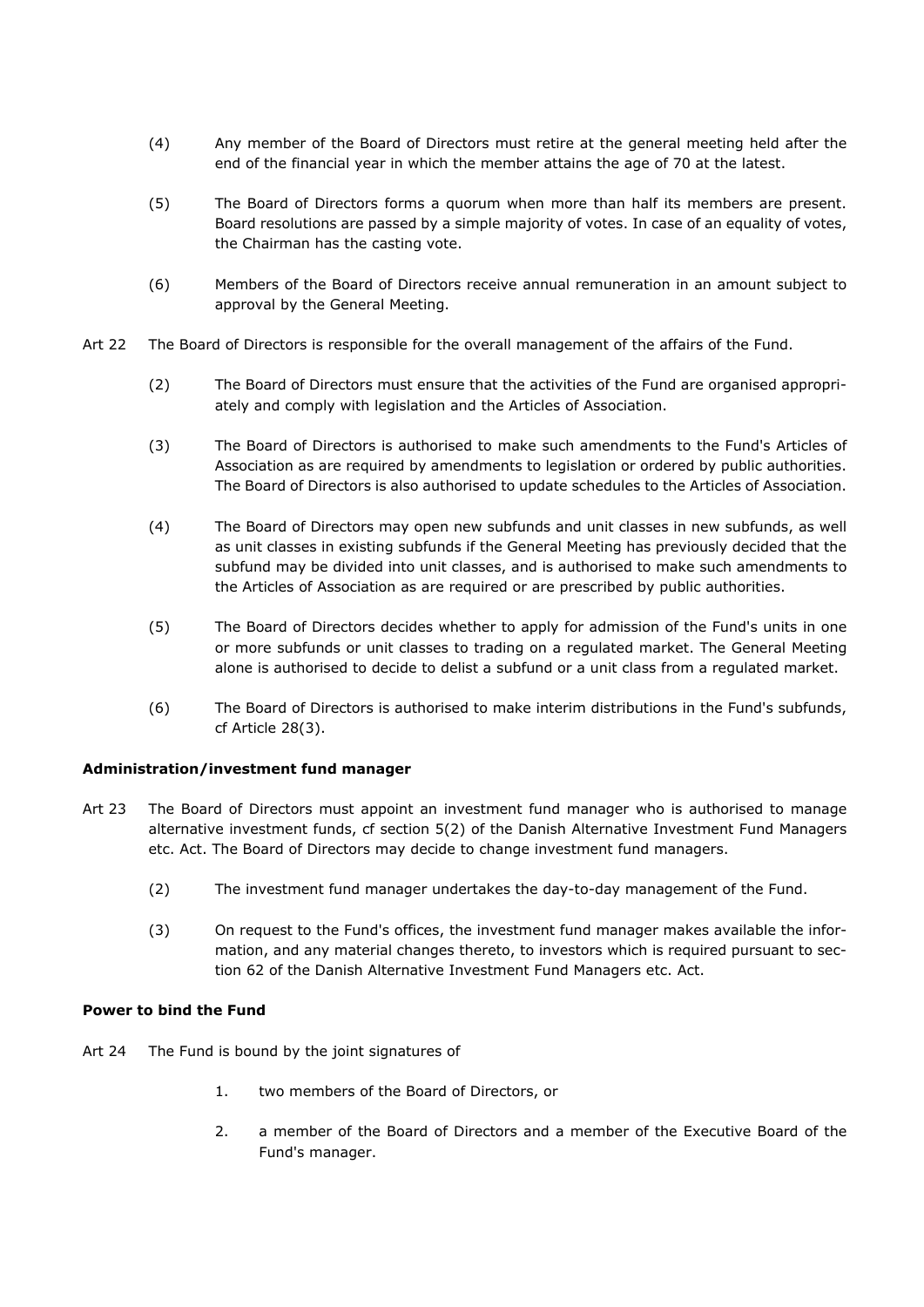(4) Any member of the Board of Directors must retire at the general meeting held after the end of the financial year in which the member attains the age of 70 at the latest.

(5) The Board of Directors forms a quorum when more than half its members are present. Board resolutions are passed by a simple majority of votes. In case of an equality of votes, the Chairman has the casting vote.

(6) Members of the Board of Directors receive annual remuneration in an amount subject to approval by the General Meeting.

Art 22 The Board of Directors is responsible for the overall management of the affairs of the Fund.

(2) The Board of Directors must ensure that the activities of the Fund are organised appropriately and comply with legislation and the Articles of Association.

(3) The Board of Directors is authorised to make such amendments to the Fund's Articles of Association as are required by amendments to legislation or ordered by public authorities. The Board of Directors is also authorised to update schedules to the Articles of Association.

(4) The Board of Directors may open new subfunds and unit classes in new subfunds, as well as unit classes in existing subfunds if the General Meeting has previously decided that the subfund may be divided into unit classes, and is authorised to make such amendments to the Articles of Association as are required or are prescribed by public authorities.

(5) The Board of Directors decides whether to apply for admission of the Fund's units in one or more subfunds or unit classes to trading on a regulated market. The General Meeting alone is authorised to decide to delist a subfund or a unit class from a regulated market.

(6) The Board of Directors is authorised to make interim distributions in the Fund's subfunds, cf Article 28(3).

**Administration/investment fund manager**

Art 23 The Board of Directors must appoint an investment fund manager who is authorised to manage alternative investment funds, cf section 5(2) of the Danish Alternative Investment Fund Managers etc. Act. The Board of Directors may decide to change investment fund managers.

(2) The investment fund manager undertakes the day-to-day management of the Fund.

(3) On request to the Fund's offices, the investment fund manager makes available the information, and any material changes thereto, to investors which is required pursuant to section 62 of the Danish Alternative Investment Fund Managers etc. Act.

**Power to bind the Fund**

Art 24 The Fund is bound by the joint signatures of

1. two members of the Board of Directors, or
2. a member of the Board of Directors and a member of the Executive Board of the Fund's manager.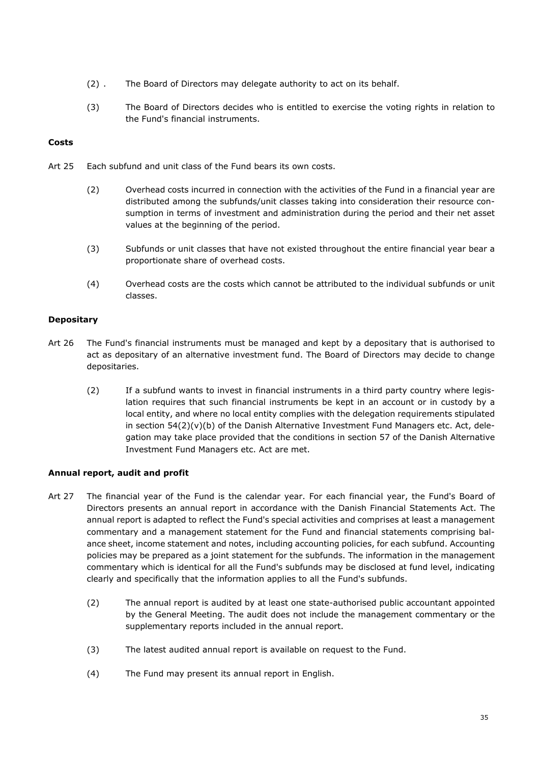(2) . The Board of Directors may delegate authority to act on its behalf.

(3) The Board of Directors decides who is entitled to exercise the voting rights in relation to the Fund's financial instruments.

**Costs**

Art 25 Each subfund and unit class of the Fund bears its own costs.

(2) Overhead costs incurred in connection with the activities of the Fund in a financial year are distributed among the subfunds/unit classes taking into consideration their resource consumption in terms of investment and administration during the period and their net asset values at the beginning of the period.

(3) Subfunds or unit classes that have not existed throughout the entire financial year bear a proportionate share of overhead costs.

(4) Overhead costs are the costs which cannot be attributed to the individual subfunds or unit classes.

**Depositary**

Art 26 The Fund's financial instruments must be managed and kept by a depositary that is authorised to act as depositary of an alternative investment fund. The Board of Directors may decide to change depositaries.

(2) If a subfund wants to invest in financial instruments in a third party country where legislation requires that such financial instruments be kept in an account or in custody by a local entity, and where no local entity complies with the delegation requirements stipulated in section 54(2)(v)(b) of the Danish Alternative Investment Fund Managers etc. Act, delegation may take place provided that the conditions in section 57 of the Danish Alternative Investment Fund Managers etc. Act are met.

**Annual report, audit and profit**

Art 27 The financial year of the Fund is the calendar year. For each financial year, the Fund's Board of Directors presents an annual report in accordance with the Danish Financial Statements Act. The annual report is adapted to reflect the Fund's special activities and comprises at least a management commentary and a management statement for the Fund and financial statements comprising balance sheet, income statement and notes, including accounting policies, for each subfund. Accounting policies may be prepared as a joint statement for the subfunds. The information in the management commentary which is identical for all the Fund's subfunds may be disclosed at fund level, indicating clearly and specifically that the information applies to all the Fund's subfunds.

(2) The annual report is audited by at least one state-authorised public accountant appointed by the General Meeting. The audit does not include the management commentary or the supplementary reports included in the annual report.

(3) The latest audited annual report is available on request to the Fund.

(4) The Fund may present its annual report in English.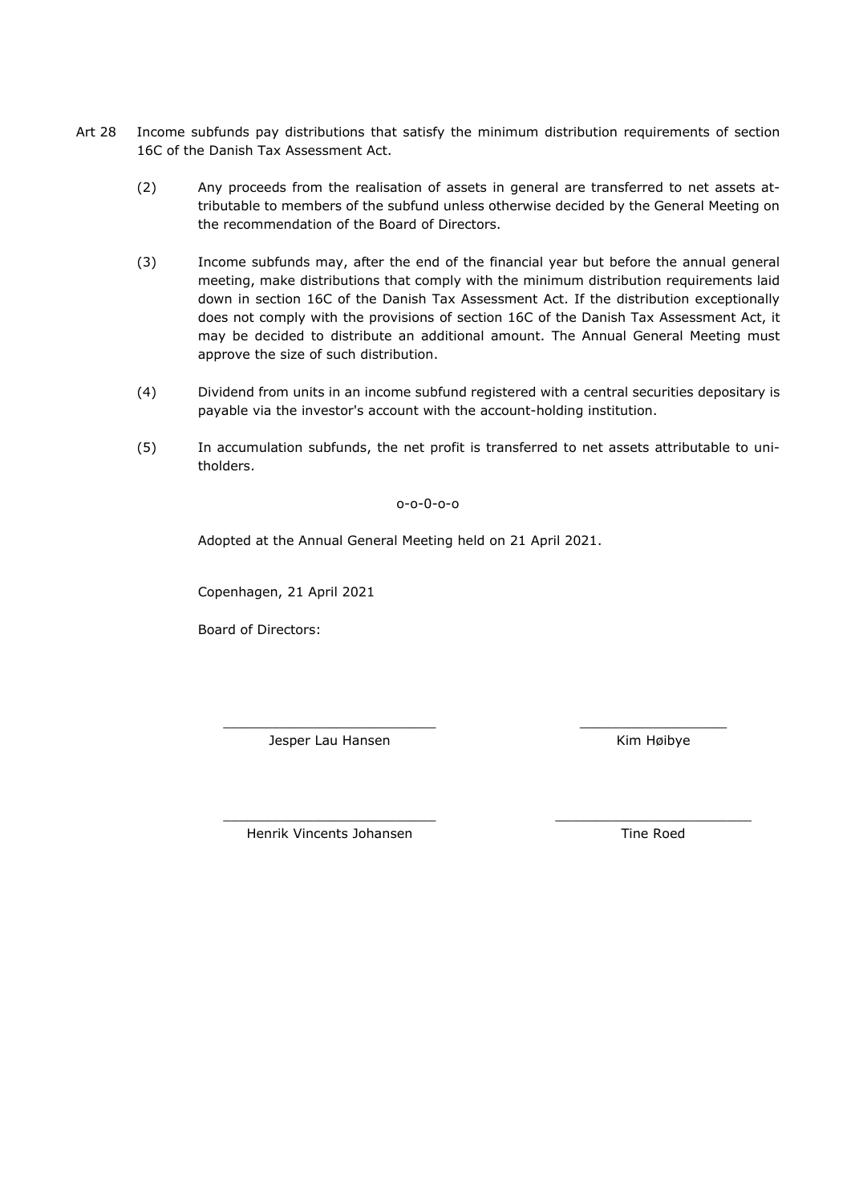Art 28 Income subfunds pay distributions that satisfy the minimum distribution requirements of section 16C of the Danish Tax Assessment Act.

(2) Any proceeds from the realisation of assets in general are transferred to net assets attributable to members of the subfund unless otherwise decided by the General Meeting on the recommendation of the Board of Directors.

(3) Income subfunds may, after the end of the financial year but before the annual general meeting, make distributions that comply with the minimum distribution requirements laid down in section 16C of the Danish Tax Assessment Act. If the distribution exceptionally does not comply with the provisions of section 16C of the Danish Tax Assessment Act, it may be decided to distribute an additional amount. The Annual General Meeting must approve the size of such distribution.

(4) Dividend from units in an income subfund registered with a central securities depositary is payable via the investor's account with the account-holding institution.

(5) In accumulation subfunds, the net profit is transferred to net assets attributable to unitholders.

o-o-0-o-o

Adopted at the Annual General Meeting held on 21 April 2021.

Copenhagen, 21 April 2021

Board of Directors:

| ___________________________ | ___________________ |
|---|---|
| Jesper Lau Hansen | Kim Høibye |
| ___________________________ | _________________________ |
| Henrik Vincents Johansen | Tine Roed |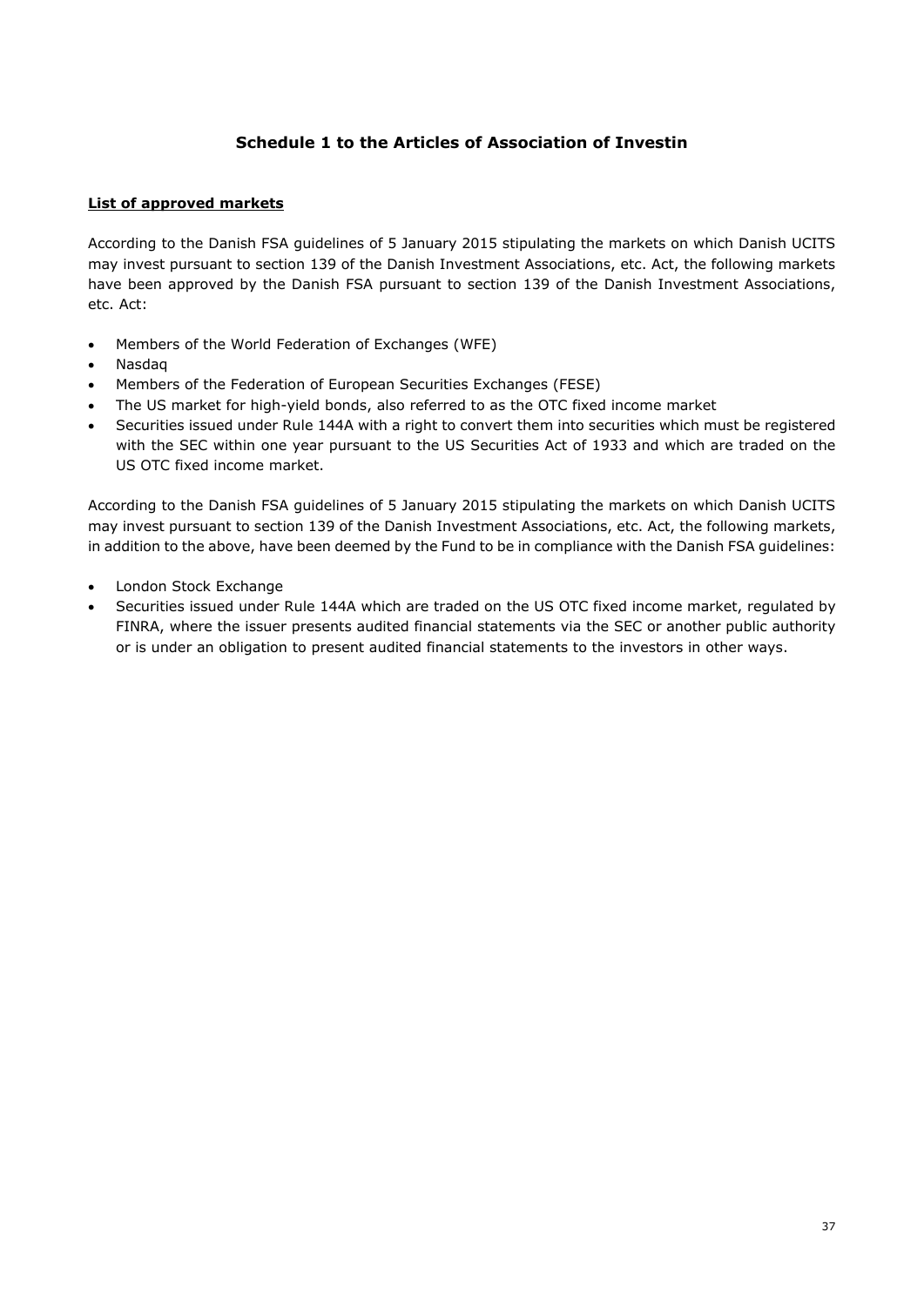## Schedule 1 to the Articles of Association of Investin

**List of approved markets**

According to the Danish FSA guidelines of 5 January 2015 stipulating the markets on which Danish UCITS may invest pursuant to section 139 of the Danish Investment Associations, etc. Act, the following markets have been approved by the Danish FSA pursuant to section 139 of the Danish Investment Associations, etc. Act:

- Members of the World Federation of Exchanges (WFE)
- Nasdaq
- Members of the Federation of European Securities Exchanges (FESE)
- The US market for high-yield bonds, also referred to as the OTC fixed income market
- Securities issued under Rule 144A with a right to convert them into securities which must be registered with the SEC within one year pursuant to the US Securities Act of 1933 and which are traded on the US OTC fixed income market.

According to the Danish FSA guidelines of 5 January 2015 stipulating the markets on which Danish UCITS may invest pursuant to section 139 of the Danish Investment Associations, etc. Act, the following markets, in addition to the above, have been deemed by the Fund to be in compliance with the Danish FSA guidelines:

- London Stock Exchange
- Securities issued under Rule 144A which are traded on the US OTC fixed income market, regulated by FINRA, where the issuer presents audited financial statements via the SEC or another public authority or is under an obligation to present audited financial statements to the investors in other ways.